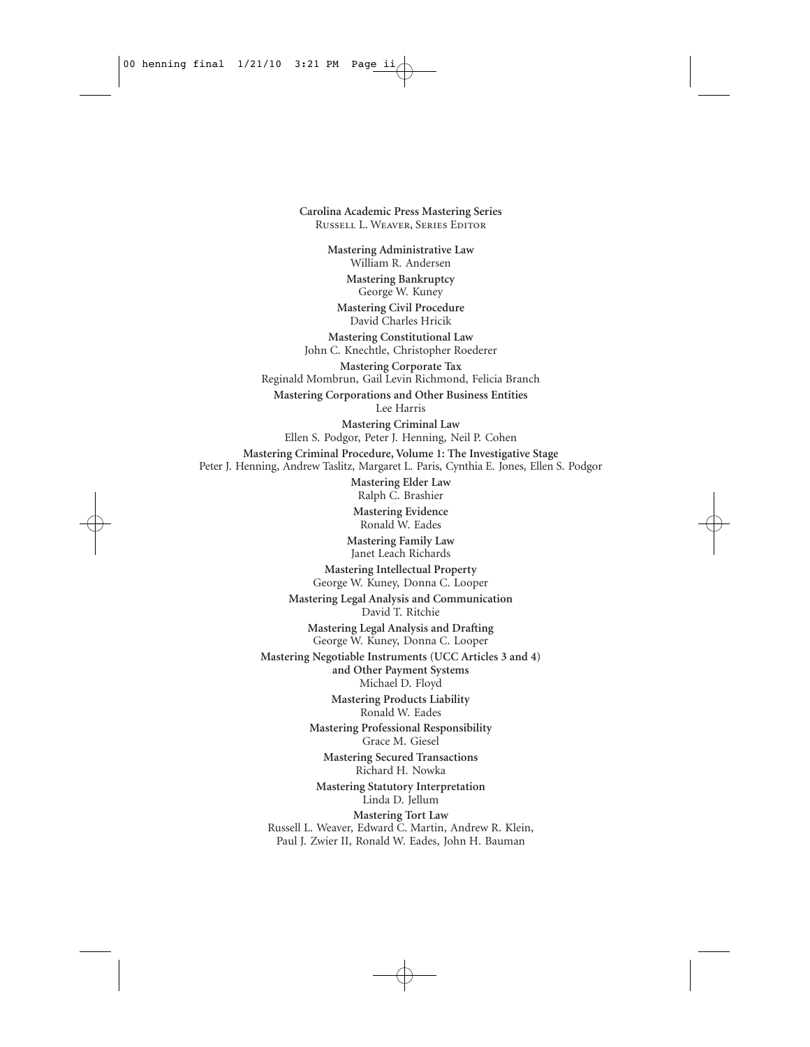**Carolina Academic Press Mastering Series**
Russell L. Weaver, Series Editor

**Mastering Administrative Law**
William R. Andersen

**Mastering Bankruptcy**
George W. Kuney

**Mastering Civil Procedure**
David Charles Hricik

**Mastering Constitutional Law**
John C. Knechtle, Christopher Roederer

**Mastering Corporate Tax**
Reginald Mombrun, Gail Levin Richmond, Felicia Branch

**Mastering Corporations and Other Business Entities**
Lee Harris

**Mastering Criminal Law**
Ellen S. Podgor, Peter J. Henning, Neil P. Cohen

**Mastering Criminal Procedure, Volume 1: The Investigative Stage**
Peter J. Henning, Andrew Taslitz, Margaret L. Paris, Cynthia E. Jones, Ellen S. Podgor

**Mastering Elder Law**
Ralph C. Brashier

**Mastering Evidence**
Ronald W. Eades

**Mastering Family Law**
Janet Leach Richards

**Mastering Intellectual Property**
George W. Kuney, Donna C. Looper

**Mastering Legal Analysis and Communication**
David T. Ritchie

**Mastering Legal Analysis and Drafting**
George W. Kuney, Donna C. Looper

**Mastering Negotiable Instruments (UCC Articles 3 and 4) and Other Payment Systems**
Michael D. Floyd

**Mastering Products Liability**
Ronald W. Eades

**Mastering Professional Responsibility**
Grace M. Giesel

**Mastering Secured Transactions**
Richard H. Nowka

**Mastering Statutory Interpretation**
Linda D. Jellum

**Mastering Tort Law**
Russell L. Weaver, Edward C. Martin, Andrew R. Klein, Paul J. Zwier II, Ronald W. Eades, John H. Bauman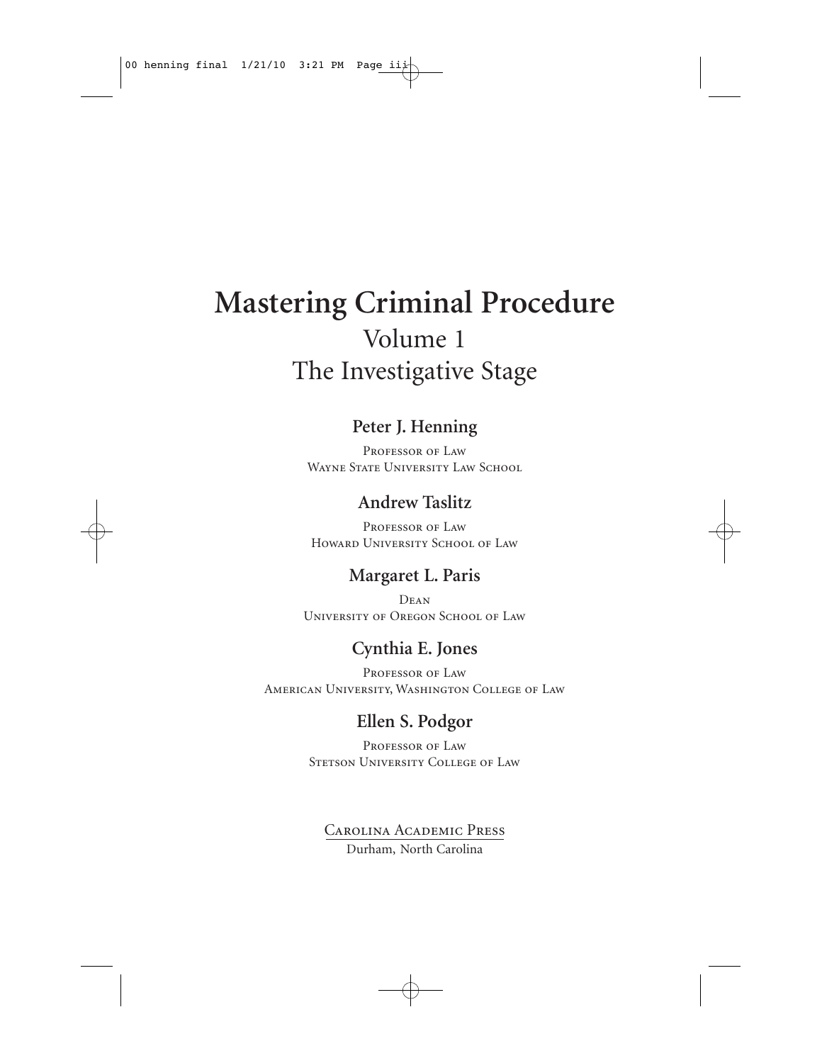# Mastering Criminal Procedure

## Volume 1

## The Investigative Stage

**Peter J. Henning**

Professor of Law
Wayne State University Law School

**Andrew Taslitz**

Professor of Law
Howard University School of Law

**Margaret L. Paris**

Dean
University of Oregon School of Law

**Cynthia E. Jones**

Professor of Law
American University, Washington College of Law

**Ellen S. Podgor**

Professor of Law
Stetson University College of Law

Carolina Academic Press
Durham, North Carolina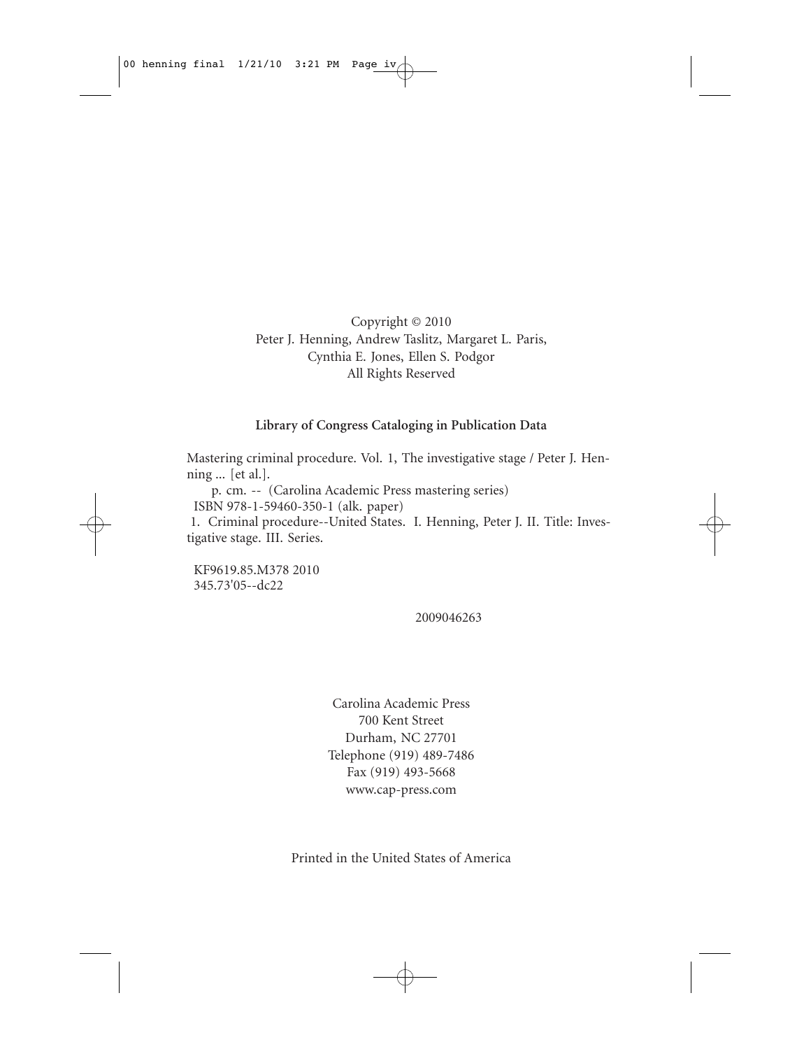Copyright © 2010
Peter J. Henning, Andrew Taslitz, Margaret L. Paris,
Cynthia E. Jones, Ellen S. Podgor
All Rights Reserved

**Library of Congress Cataloging in Publication Data**

Mastering criminal procedure. Vol. 1, The investigative stage / Peter J. Henning ... [et al.].

p. cm. -- (Carolina Academic Press mastering series)

ISBN 978-1-59460-350-1 (alk. paper)

1. Criminal procedure--United States. I. Henning, Peter J. II. Title: Investigative stage. III. Series.

KF9619.85.M378 2010
345.73'05--dc22

2009046263

Carolina Academic Press
700 Kent Street
Durham, NC 27701
Telephone (919) 489-7486
Fax (919) 493-5668
www.cap-press.com

Printed in the United States of America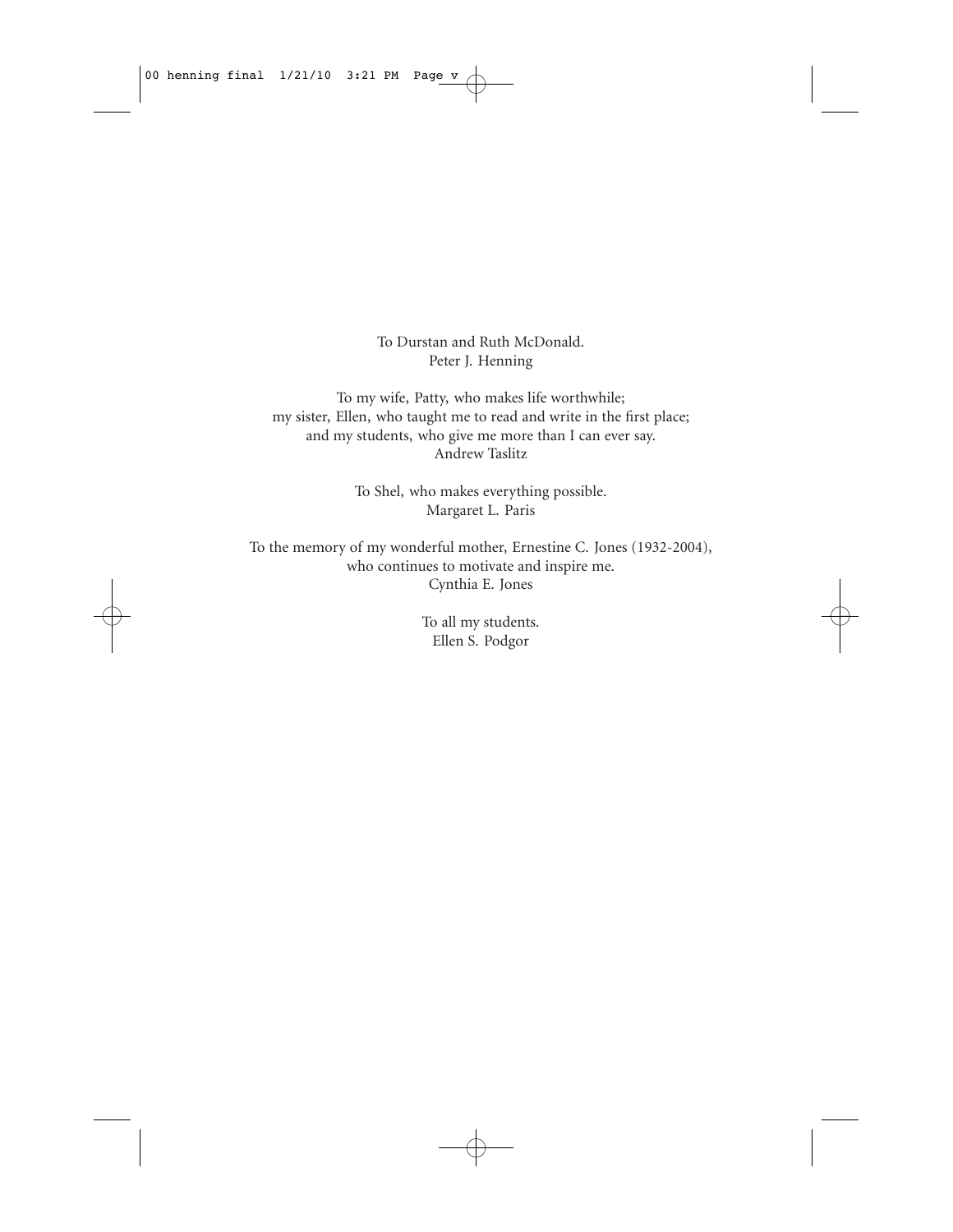To Durstan and Ruth McDonald.
Peter J. Henning

To my wife, Patty, who makes life worthwhile;
my sister, Ellen, who taught me to read and write in the first place;
and my students, who give me more than I can ever say.
Andrew Taslitz

To Shel, who makes everything possible.
Margaret L. Paris

To the memory of my wonderful mother, Ernestine C. Jones (1932-2004),
who continues to motivate and inspire me.
Cynthia E. Jones

To all my students.
Ellen S. Podgor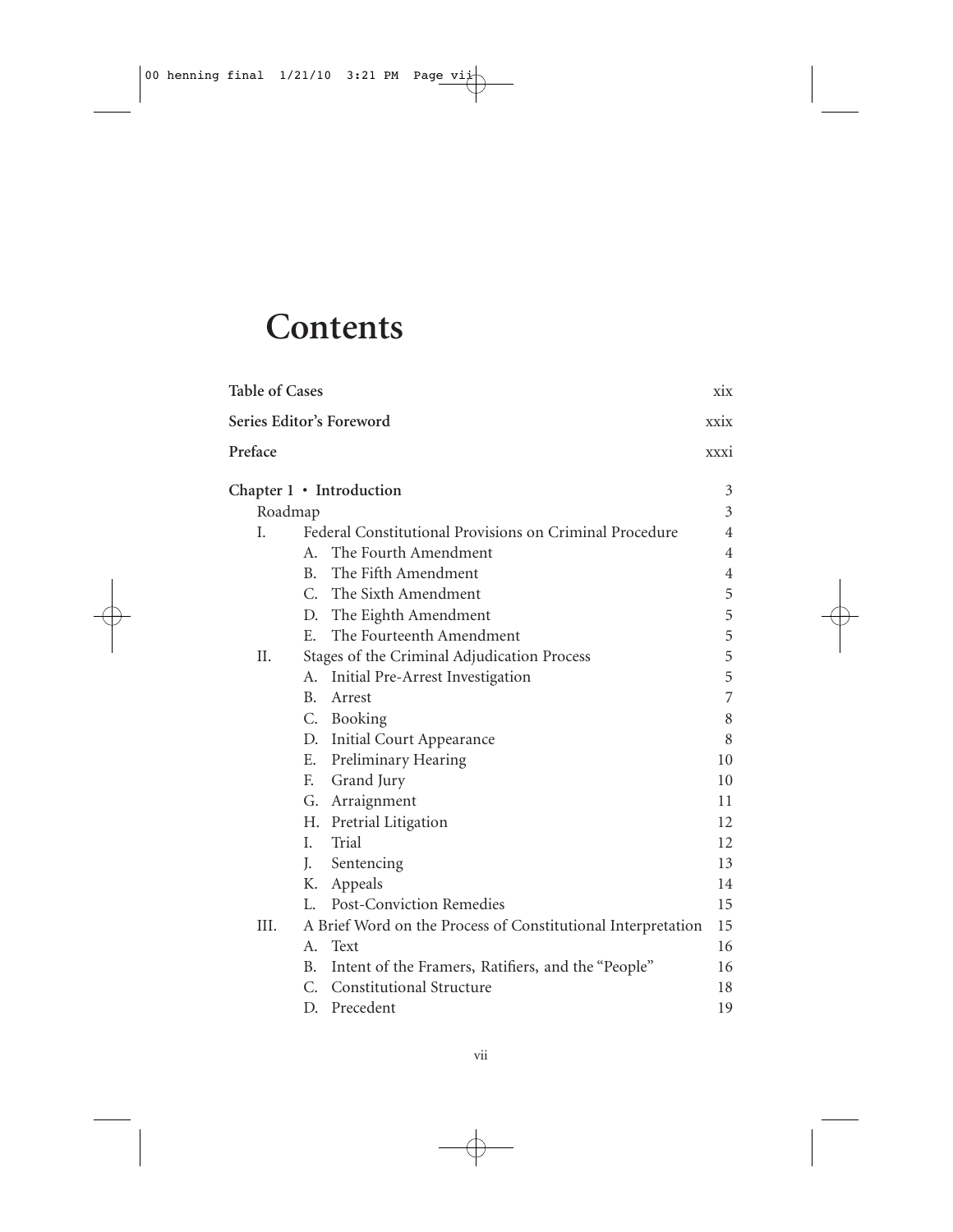# Contents

| | |
|---|---|
| **Table of Cases** | xix |
| **Series Editor's Foreword** | xxix |
| **Preface** | xxxi |
| **Chapter 1 • Introduction** | 3 |
| Roadmap | 3 |
| I. Federal Constitutional Provisions on Criminal Procedure | 4 |
| A. The Fourth Amendment | 4 |
| B. The Fifth Amendment | 4 |
| C. The Sixth Amendment | 5 |
| D. The Eighth Amendment | 5 |
| E. The Fourteenth Amendment | 5 |
| II. Stages of the Criminal Adjudication Process | 5 |
| A. Initial Pre-Arrest Investigation | 5 |
| B. Arrest | 7 |
| C. Booking | 8 |
| D. Initial Court Appearance | 8 |
| E. Preliminary Hearing | 10 |
| F. Grand Jury | 10 |
| G. Arraignment | 11 |
| H. Pretrial Litigation | 12 |
| I. Trial | 12 |
| J. Sentencing | 13 |
| K. Appeals | 14 |
| L. Post-Conviction Remedies | 15 |
| III. A Brief Word on the Process of Constitutional Interpretation | 15 |
| A. Text | 16 |
| B. Intent of the Framers, Ratifiers, and the "People" | 16 |
| C. Constitutional Structure | 18 |
| D. Precedent | 19 |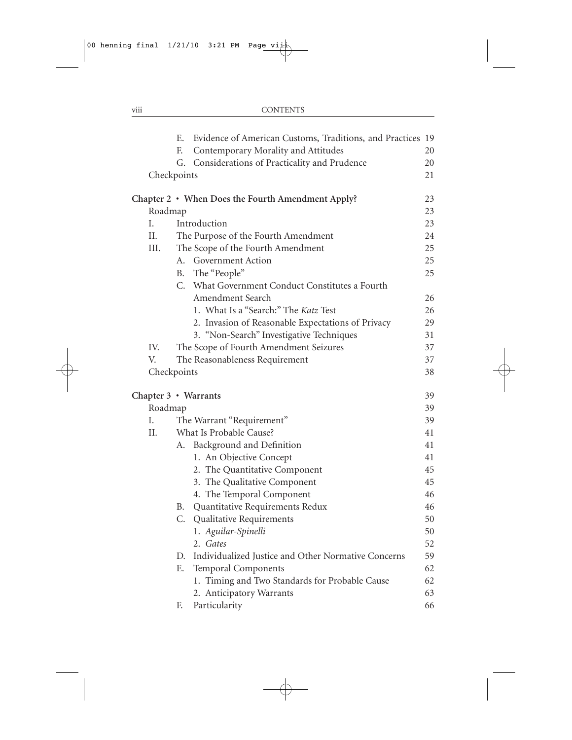E. Evidence of American Customs, Traditions, and Practices 19
F. Contemporary Morality and Attitudes 20
G. Considerations of Practicality and Prudence 20
Checkpoints 21

**Chapter 2 • When Does the Fourth Amendment Apply?** 23
Roadmap 23
I. Introduction 23
II. The Purpose of the Fourth Amendment 24
III. The Scope of the Fourth Amendment 25
A. Government Action 25
B. The "People" 25
C. What Government Conduct Constitutes a Fourth Amendment Search 26
1. What Is a "Search:" The *Katz* Test 26
2. Invasion of Reasonable Expectations of Privacy 29
3. "Non-Search" Investigative Techniques 31
IV. The Scope of Fourth Amendment Seizures 37
V. The Reasonableness Requirement 37
Checkpoints 38

**Chapter 3 • Warrants** 39
Roadmap 39
I. The Warrant "Requirement" 39
II. What Is Probable Cause? 41
A. Background and Definition 41
1. An Objective Concept 41
2. The Quantitative Component 45
3. The Qualitative Component 45
4. The Temporal Component 46
B. Quantitative Requirements Redux 46
C. Qualitative Requirements 50
1. *Aguilar-Spinelli* 50
2. *Gates* 52
D. Individualized Justice and Other Normative Concerns 59
E. Temporal Components 62
1. Timing and Two Standards for Probable Cause 62
2. Anticipatory Warrants 63
F. Particularity 66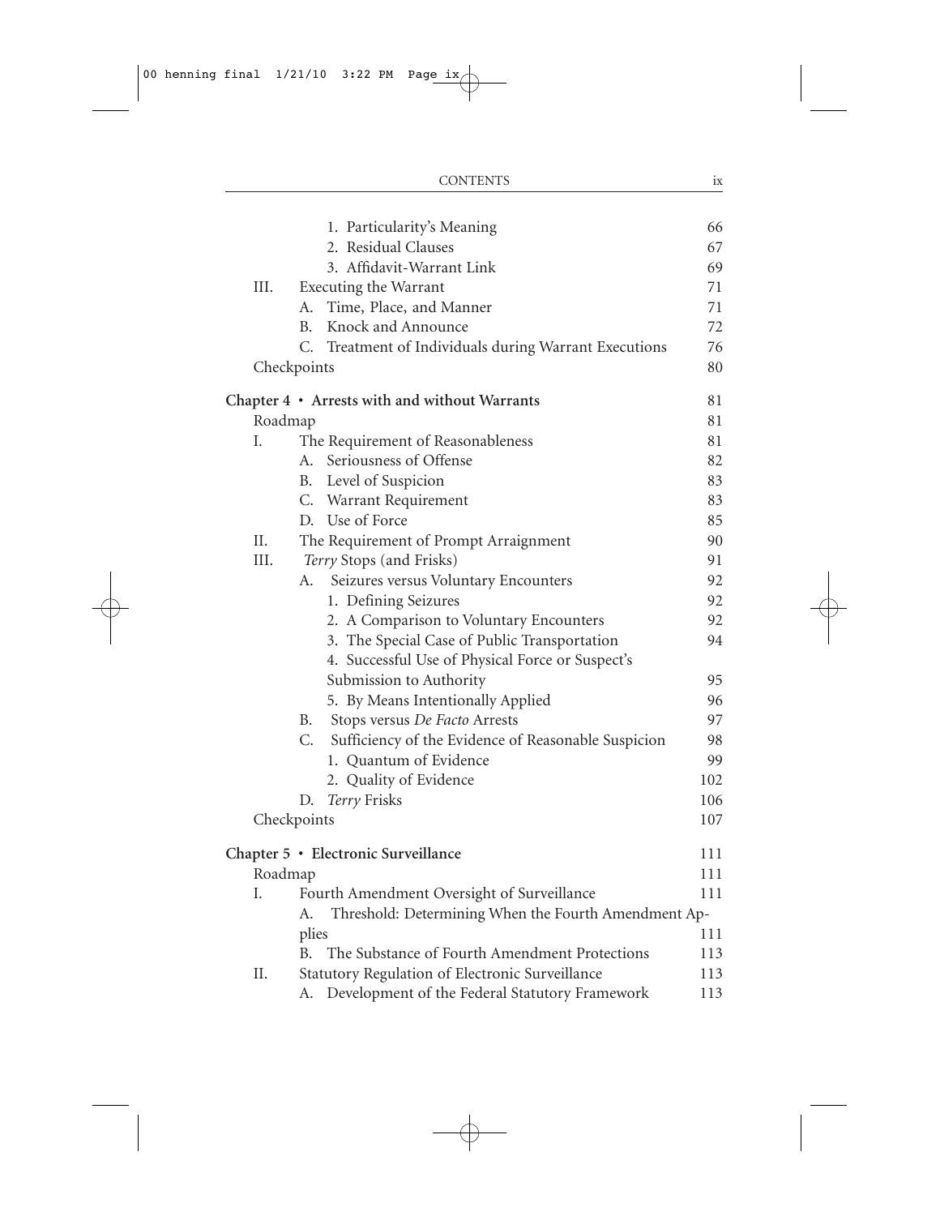1. Particularity's Meaning 66
2. Residual Clauses 67
3. Affidavit-Warrant Link 69

III. Executing the Warrant 71

A. Time, Place, and Manner 71
B. Knock and Announce 72
C. Treatment of Individuals during Warrant Executions 76

Checkpoints 80

**Chapter 4 • Arrests with and without Warrants** 81

Roadmap 81

I. The Requirement of Reasonableness 81

A. Seriousness of Offense 82
B. Level of Suspicion 83
C. Warrant Requirement 83
D. Use of Force 85

II. The Requirement of Prompt Arraignment 90

III. *Terry* Stops (and Frisks) 91

A. Seizures versus Voluntary Encounters 92

1. Defining Seizures 92
2. A Comparison to Voluntary Encounters 92
3. The Special Case of Public Transportation 94
4. Successful Use of Physical Force or Suspect's Submission to Authority 95
5. By Means Intentionally Applied 96

B. Stops versus *De Facto* Arrests 97
C. Sufficiency of the Evidence of Reasonable Suspicion 98

1. Quantum of Evidence 99
2. Quality of Evidence 102

D. *Terry* Frisks 106

Checkpoints 107

**Chapter 5 • Electronic Surveillance** 111

Roadmap 111

I. Fourth Amendment Oversight of Surveillance 111

A. Threshold: Determining When the Fourth Amendment Applies 111
B. The Substance of Fourth Amendment Protections 113

II. Statutory Regulation of Electronic Surveillance 113

A. Development of the Federal Statutory Framework 113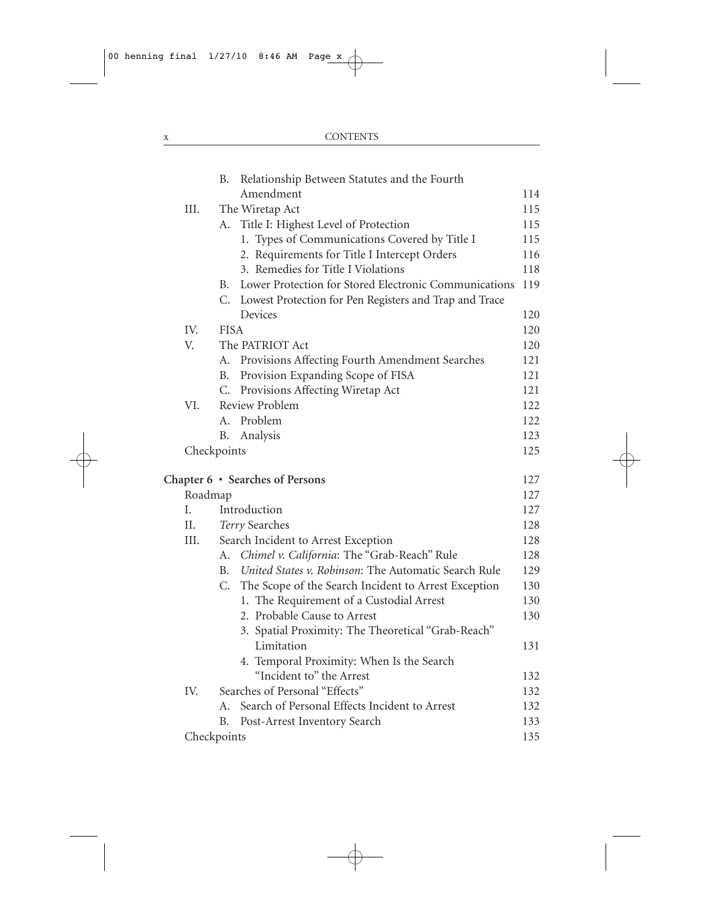- B. Relationship Between Statutes and the Fourth Amendment 114
- III. The Wiretap Act 115
  - A. Title I: Highest Level of Protection 115
    - 1. Types of Communications Covered by Title I 115
    - 2. Requirements for Title I Intercept Orders 116
    - 3. Remedies for Title I Violations 118
  - B. Lower Protection for Stored Electronic Communications 119
  - C. Lowest Protection for Pen Registers and Trap and Trace Devices 120
- IV. FISA 120
- V. The PATRIOT Act 120
  - A. Provisions Affecting Fourth Amendment Searches 121
  - B. Provision Expanding Scope of FISA 121
  - C. Provisions Affecting Wiretap Act 121
- VI. Review Problem 122
  - A. Problem 122
  - B. Analysis 123
- Checkpoints 125

**Chapter 6 • Searches of Persons** 127

- Roadmap 127
- I. Introduction 127
- II. *Terry* Searches 128
- III. Search Incident to Arrest Exception 128
  - A. *Chimel v. California*: The "Grab-Reach" Rule 128
  - B. *United States v. Robinson*: The Automatic Search Rule 129
  - C. The Scope of the Search Incident to Arrest Exception 130
    - 1. The Requirement of a Custodial Arrest 130
    - 2. Probable Cause to Arrest 130
    - 3. Spatial Proximity: The Theoretical "Grab-Reach" Limitation 131
    - 4. Temporal Proximity: When Is the Search "Incident to" the Arrest 132
- IV. Searches of Personal "Effects" 132
  - A. Search of Personal Effects Incident to Arrest 132
  - B. Post-Arrest Inventory Search 133
- Checkpoints 135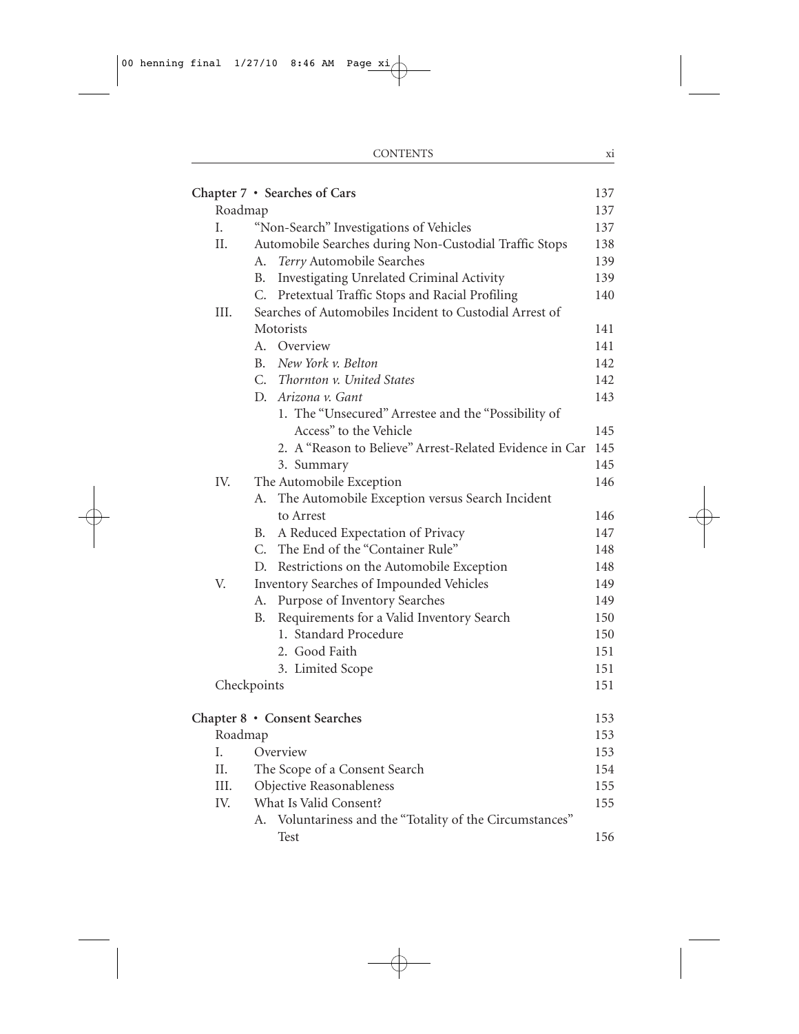**Chapter 7 • Searches of Cars** 137

Roadmap 137

I. "Non-Search" Investigations of Vehicles 137

II. Automobile Searches during Non-Custodial Traffic Stops 138

- A. *Terry* Automobile Searches 139
- B. Investigating Unrelated Criminal Activity 139
- C. Pretextual Traffic Stops and Racial Profiling 140

III. Searches of Automobiles Incident to Custodial Arrest of Motorists 141

- A. Overview 141
- B. *New York v. Belton* 142
- C. *Thornton v. United States* 142
- D. *Arizona v. Gant* 143
  - 1. The "Unsecured" Arrestee and the "Possibility of Access" to the Vehicle 145
  - 2. A "Reason to Believe" Arrest-Related Evidence in Car 145
  - 3. Summary 145

IV. The Automobile Exception 146

- A. The Automobile Exception versus Search Incident to Arrest 146
- B. A Reduced Expectation of Privacy 147
- C. The End of the "Container Rule" 148
- D. Restrictions on the Automobile Exception 148

V. Inventory Searches of Impounded Vehicles 149

- A. Purpose of Inventory Searches 149
- B. Requirements for a Valid Inventory Search 150
  - 1. Standard Procedure 150
  - 2. Good Faith 151
  - 3. Limited Scope 151

Checkpoints 151

**Chapter 8 • Consent Searches** 153

Roadmap 153

I. Overview 153

II. The Scope of a Consent Search 154

III. Objective Reasonableness 155

IV. What Is Valid Consent? 155

- A. Voluntariness and the "Totality of the Circumstances" Test 156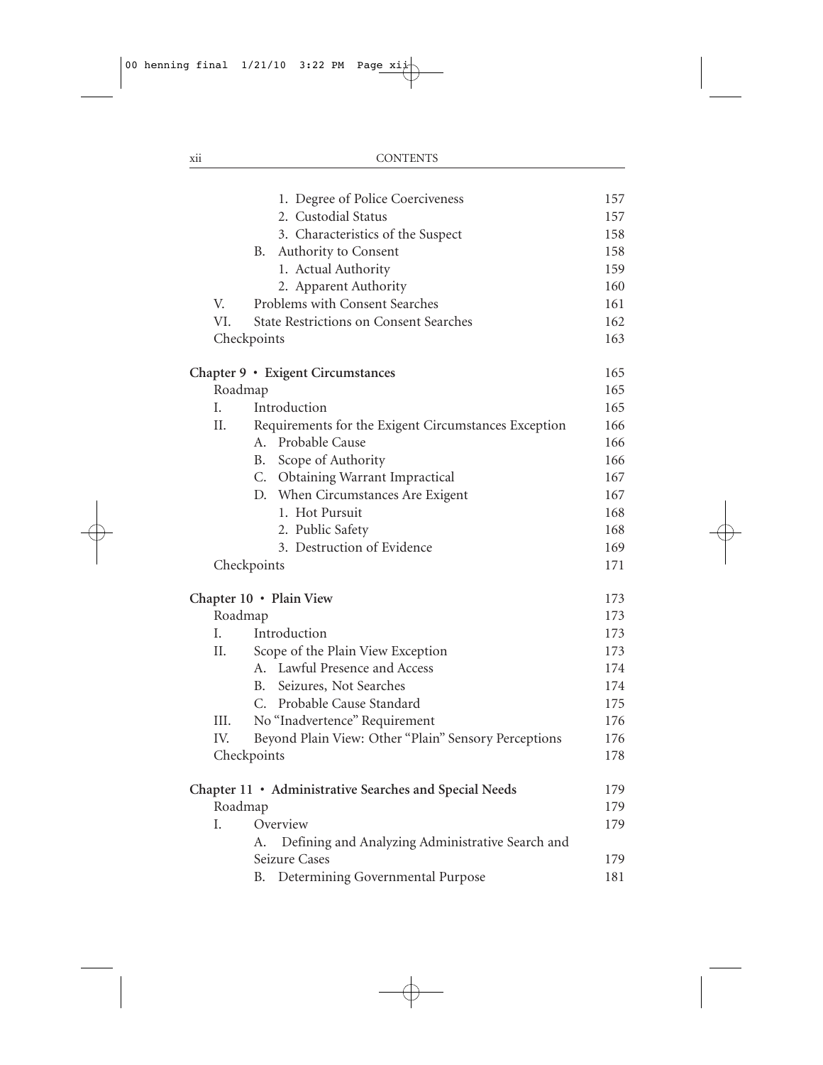1. Degree of Police Coerciveness 157
2. Custodial Status 157
3. Characteristics of the Suspect 158

B. Authority to Consent 158
1. Actual Authority 159
2. Apparent Authority 160

V. Problems with Consent Searches 161
VI. State Restrictions on Consent Searches 162
Checkpoints 163

**Chapter 9 • Exigent Circumstances** 165

Roadmap 165
I. Introduction 165
II. Requirements for the Exigent Circumstances Exception 166
A. Probable Cause 166
B. Scope of Authority 166
C. Obtaining Warrant Impractical 167
D. When Circumstances Are Exigent 167
1. Hot Pursuit 168
2. Public Safety 168
3. Destruction of Evidence 169
Checkpoints 171

**Chapter 10 • Plain View** 173

Roadmap 173
I. Introduction 173
II. Scope of the Plain View Exception 173
A. Lawful Presence and Access 174
B. Seizures, Not Searches 174
C. Probable Cause Standard 175
III. No "Inadvertence" Requirement 176
IV. Beyond Plain View: Other "Plain" Sensory Perceptions 176
Checkpoints 178

**Chapter 11 • Administrative Searches and Special Needs** 179

Roadmap 179
I. Overview 179
A. Defining and Analyzing Administrative Search and Seizure Cases 179
B. Determining Governmental Purpose 181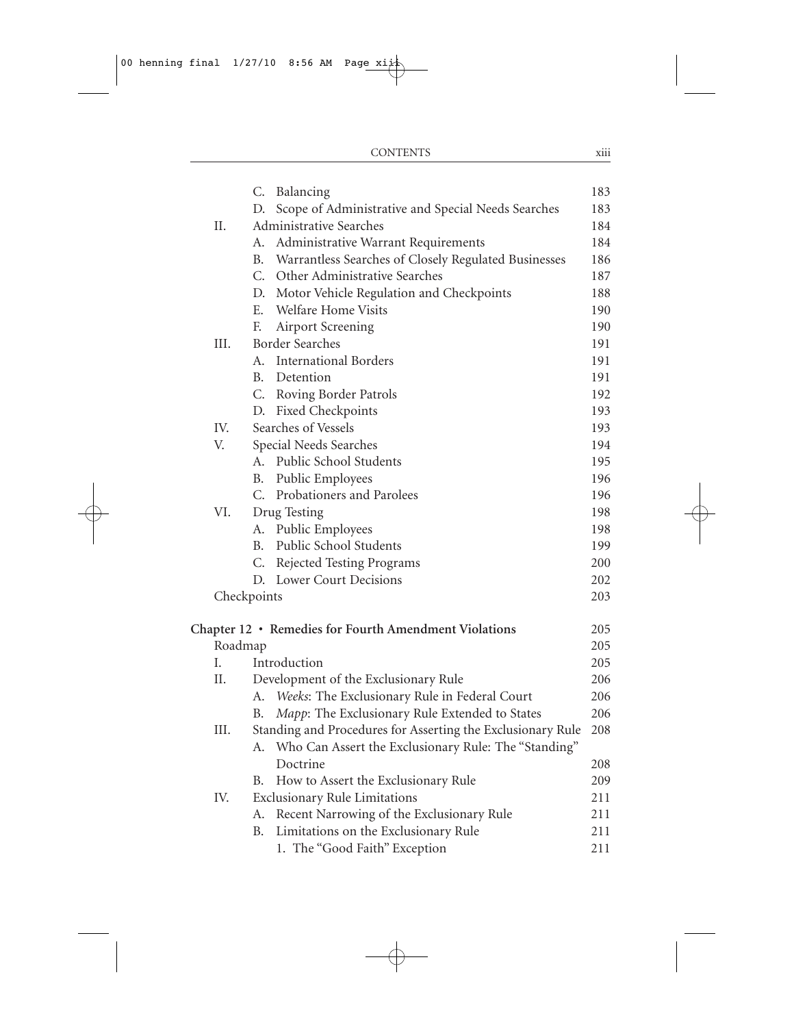| | | |
|---|---|---|
| | C. Balancing | 183 |
| | D. Scope of Administrative and Special Needs Searches | 183 |
| II. | Administrative Searches | 184 |
| | A. Administrative Warrant Requirements | 184 |
| | B. Warrantless Searches of Closely Regulated Businesses | 186 |
| | C. Other Administrative Searches | 187 |
| | D. Motor Vehicle Regulation and Checkpoints | 188 |
| | E. Welfare Home Visits | 190 |
| | F. Airport Screening | 190 |
| III. | Border Searches | 191 |
| | A. International Borders | 191 |
| | B. Detention | 191 |
| | C. Roving Border Patrols | 192 |
| | D. Fixed Checkpoints | 193 |
| IV. | Searches of Vessels | 193 |
| V. | Special Needs Searches | 194 |
| | A. Public School Students | 195 |
| | B. Public Employees | 196 |
| | C. Probationers and Parolees | 196 |
| VI. | Drug Testing | 198 |
| | A. Public Employees | 198 |
| | B. Public School Students | 199 |
| | C. Rejected Testing Programs | 200 |
| | D. Lower Court Decisions | 202 |
| Checkpoints | | 203 |

**Chapter 12 • Remedies for Fourth Amendment Violations** 205

| | | |
|---|---|---|
| Roadmap | | 205 |
| I. | Introduction | 205 |
| II. | Development of the Exclusionary Rule | 206 |
| | A. *Weeks*: The Exclusionary Rule in Federal Court | 206 |
| | B. *Mapp*: The Exclusionary Rule Extended to States | 206 |
| III. | Standing and Procedures for Asserting the Exclusionary Rule | 208 |
| | A. Who Can Assert the Exclusionary Rule: The "Standing" Doctrine | 208 |
| | B. How to Assert the Exclusionary Rule | 209 |
| IV. | Exclusionary Rule Limitations | 211 |
| | A. Recent Narrowing of the Exclusionary Rule | 211 |
| | B. Limitations on the Exclusionary Rule | 211 |
| | 1. The "Good Faith" Exception | 211 |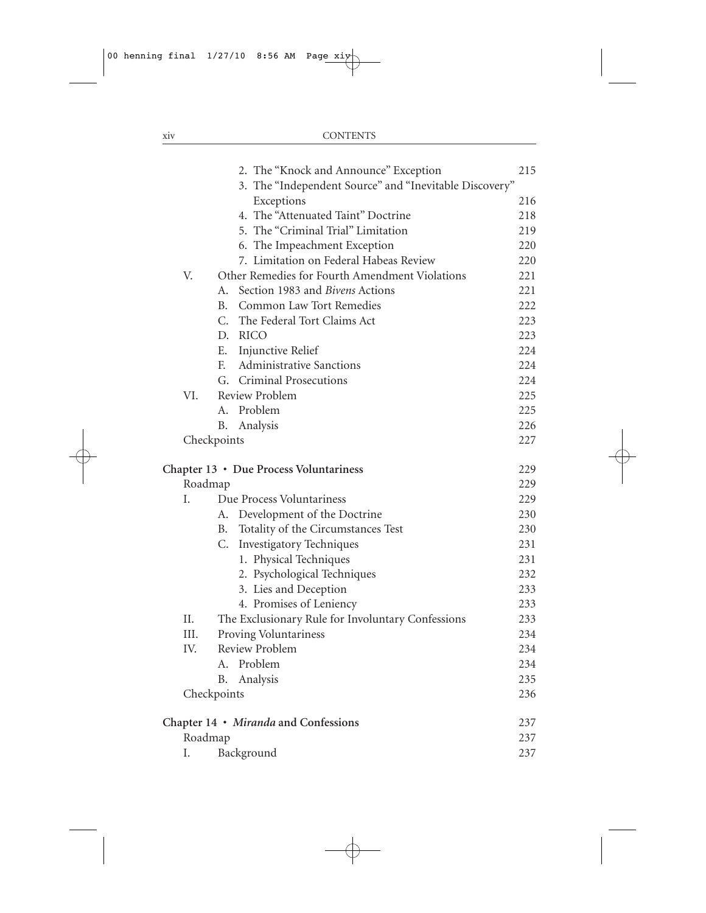2. The "Knock and Announce" Exception 215
3. The "Independent Source" and "Inevitable Discovery" Exceptions 216
4. The "Attenuated Taint" Doctrine 218
5. The "Criminal Trial" Limitation 219
6. The Impeachment Exception 220
7. Limitation on Federal Habeas Review 220

V. Other Remedies for Fourth Amendment Violations 221
- A. Section 1983 and *Bivens* Actions 221
- B. Common Law Tort Remedies 222
- C. The Federal Tort Claims Act 223
- D. RICO 223
- E. Injunctive Relief 224
- F. Administrative Sanctions 224
- G. Criminal Prosecutions 224

VI. Review Problem 225
- A. Problem 225
- B. Analysis 226

Checkpoints 227

**Chapter 13 • Due Process Voluntariness** 229

Roadmap 229

I. Due Process Voluntariness 229
- A. Development of the Doctrine 230
- B. Totality of the Circumstances Test 230
- C. Investigatory Techniques 231
  1. Physical Techniques 231
  2. Psychological Techniques 232
  3. Lies and Deception 233
  4. Promises of Leniency 233

II. The Exclusionary Rule for Involuntary Confessions 233

III. Proving Voluntariness 234

IV. Review Problem 234
- A. Problem 234
- B. Analysis 235

Checkpoints 236

**Chapter 14 • *Miranda* and Confessions** 237

Roadmap 237

I. Background 237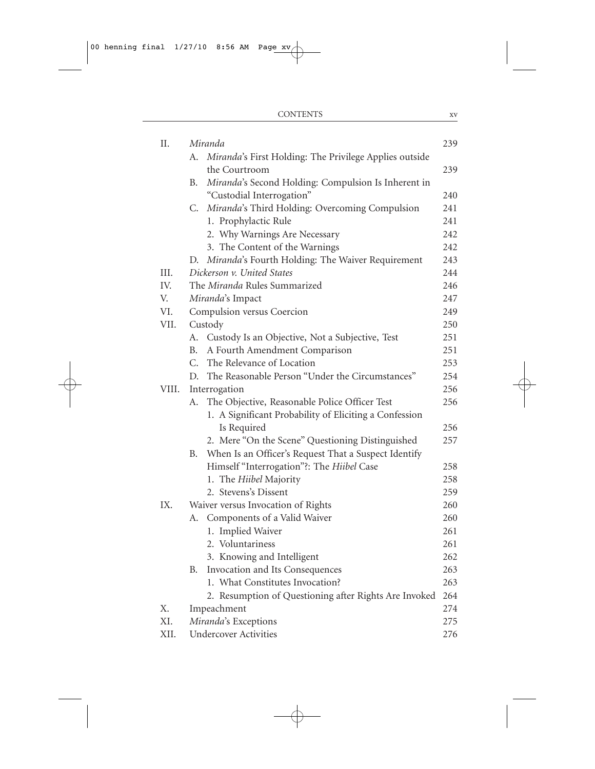| | | |
|---|---|---|
| II. | *Miranda* | 239 |
| | A. *Miranda*'s First Holding: The Privilege Applies outside the Courtroom | 239 |
| | B. *Miranda*'s Second Holding: Compulsion Is Inherent in "Custodial Interrogation" | 240 |
| | C. *Miranda*'s Third Holding: Overcoming Compulsion | 241 |
| | 1. Prophylactic Rule | 241 |
| | 2. Why Warnings Are Necessary | 242 |
| | 3. The Content of the Warnings | 242 |
| | D. *Miranda*'s Fourth Holding: The Waiver Requirement | 243 |
| III. | *Dickerson v. United States* | 244 |
| IV. | The *Miranda* Rules Summarized | 246 |
| V. | *Miranda*'s Impact | 247 |
| VI. | Compulsion versus Coercion | 249 |
| VII. | Custody | 250 |
| | A. Custody Is an Objective, Not a Subjective, Test | 251 |
| | B. A Fourth Amendment Comparison | 251 |
| | C. The Relevance of Location | 253 |
| | D. The Reasonable Person "Under the Circumstances" | 254 |
| VIII. | Interrogation | 256 |
| | A. The Objective, Reasonable Police Officer Test | 256 |
| | 1. A Significant Probability of Eliciting a Confession Is Required | 256 |
| | 2. Mere "On the Scene" Questioning Distinguished | 257 |
| | B. When Is an Officer's Request That a Suspect Identify Himself "Interrogation"?: The *Hiibel* Case | 258 |
| | 1. The *Hiibel* Majority | 258 |
| | 2. Stevens's Dissent | 259 |
| IX. | Waiver versus Invocation of Rights | 260 |
| | A. Components of a Valid Waiver | 260 |
| | 1. Implied Waiver | 261 |
| | 2. Voluntariness | 261 |
| | 3. Knowing and Intelligent | 262 |
| | B. Invocation and Its Consequences | 263 |
| | 1. What Constitutes Invocation? | 263 |
| | 2. Resumption of Questioning after Rights Are Invoked | 264 |
| X. | Impeachment | 274 |
| XI. | *Miranda*'s Exceptions | 275 |
| XII. | Undercover Activities | 276 |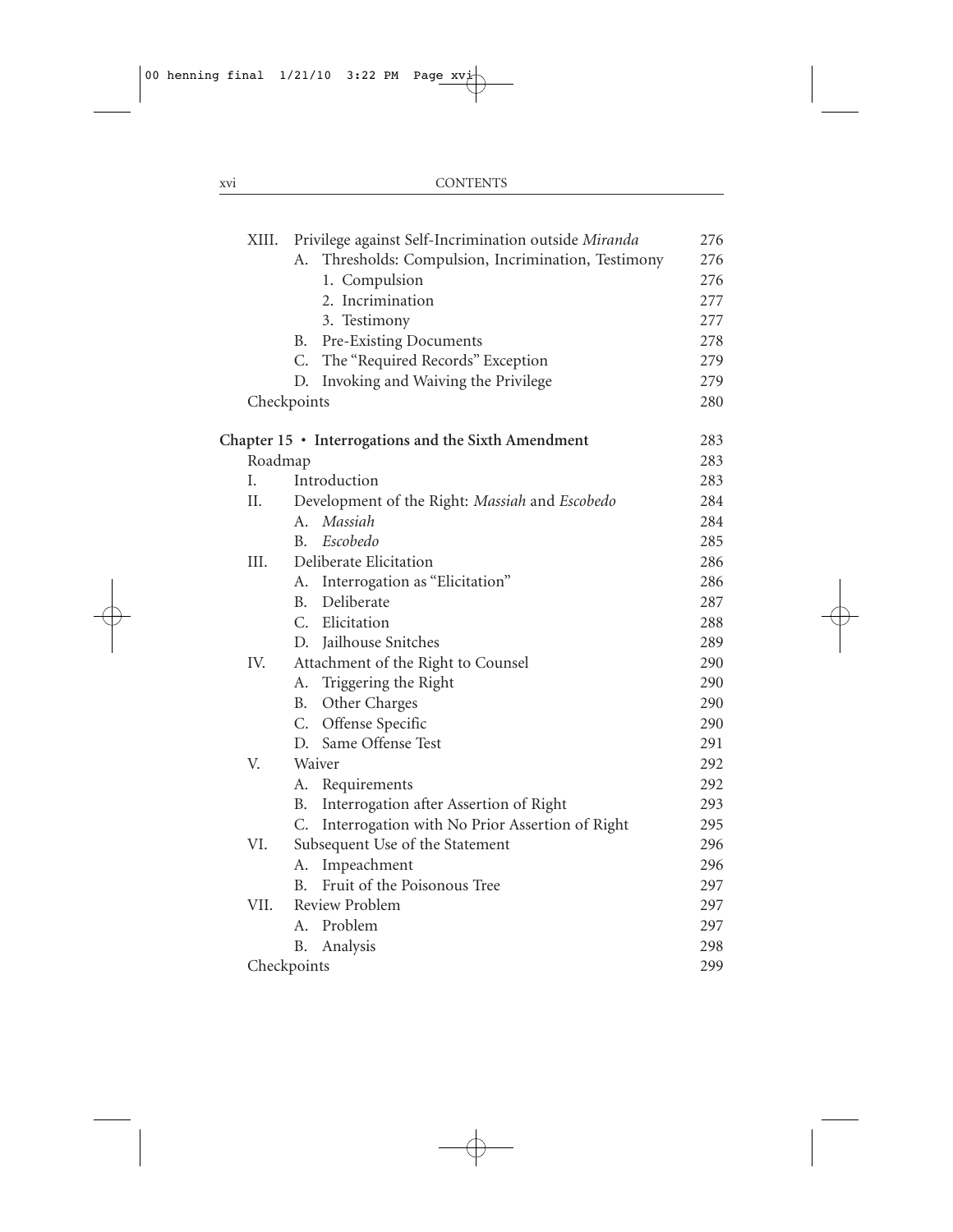XIII. Privilege against Self-Incrimination outside *Miranda* 276
- A. Thresholds: Compulsion, Incrimination, Testimony 276
  - 1. Compulsion 276
  - 2. Incrimination 277
  - 3. Testimony 277
- B. Pre-Existing Documents 278
- C. The "Required Records" Exception 279
- D. Invoking and Waiving the Privilege 279

Checkpoints 280

**Chapter 15 • Interrogations and the Sixth Amendment** 283

Roadmap 283

I. Introduction 283

II. Development of the Right: *Massiah* and *Escobedo* 284
- A. *Massiah* 284
- B. *Escobedo* 285

III. Deliberate Elicitation 286
- A. Interrogation as "Elicitation" 286
- B. Deliberate 287
- C. Elicitation 288
- D. Jailhouse Snitches 289

IV. Attachment of the Right to Counsel 290
- A. Triggering the Right 290
- B. Other Charges 290
- C. Offense Specific 290
- D. Same Offense Test 291

V. Waiver 292
- A. Requirements 292
- B. Interrogation after Assertion of Right 293
- C. Interrogation with No Prior Assertion of Right 295

VI. Subsequent Use of the Statement 296
- A. Impeachment 296
- B. Fruit of the Poisonous Tree 297

VII. Review Problem 297
- A. Problem 297
- B. Analysis 298

Checkpoints 299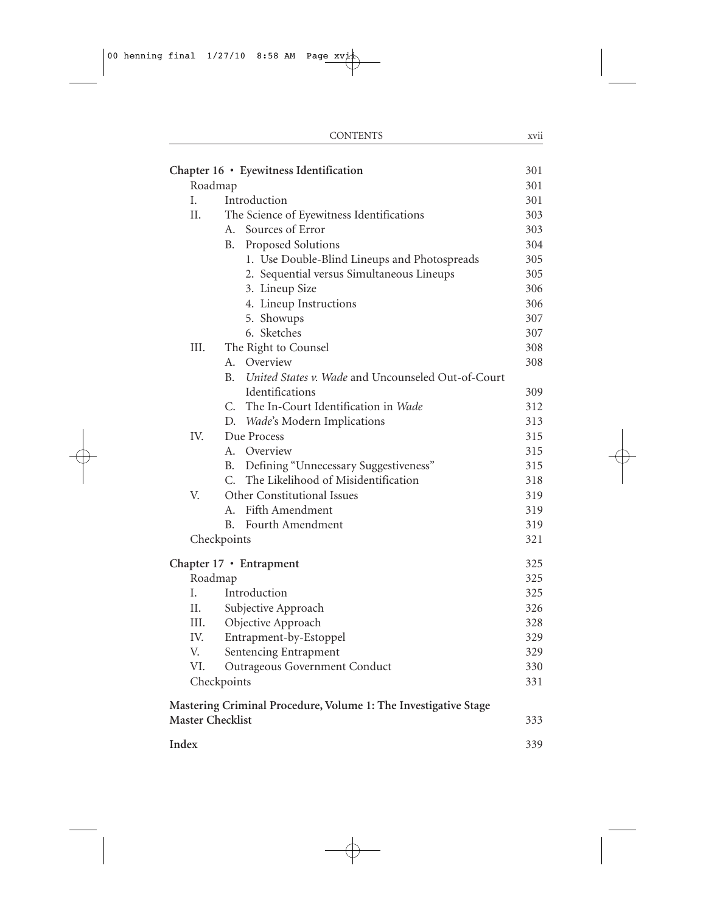**Chapter 16 • Eyewitness Identification** 301

Roadmap 301

I. Introduction 301

II. The Science of Eyewitness Identifications 303

- A. Sources of Error 303
- B. Proposed Solutions 304
  1. Use Double-Blind Lineups and Photospreads 305
  2. Sequential versus Simultaneous Lineups 305
  3. Lineup Size 306
  4. Lineup Instructions 306
  5. Showups 307
  6. Sketches 307

III. The Right to Counsel 308

- A. Overview 308
- B. *United States v. Wade* and Uncounseled Out-of-Court Identifications 309
- C. The In-Court Identification in *Wade* 312
- D. *Wade*'s Modern Implications 313

IV. Due Process 315

- A. Overview 315
- B. Defining "Unnecessary Suggestiveness" 315
- C. The Likelihood of Misidentification 318

V. Other Constitutional Issues 319

- A. Fifth Amendment 319
- B. Fourth Amendment 319

Checkpoints 321

**Chapter 17 • Entrapment** 325

Roadmap 325

I. Introduction 325

II. Subjective Approach 326

III. Objective Approach 328

IV. Entrapment-by-Estoppel 329

V. Sentencing Entrapment 329

VI. Outrageous Government Conduct 330

Checkpoints 331

**Mastering Criminal Procedure, Volume 1: The Investigative Stage Master Checklist** 333

**Index** 339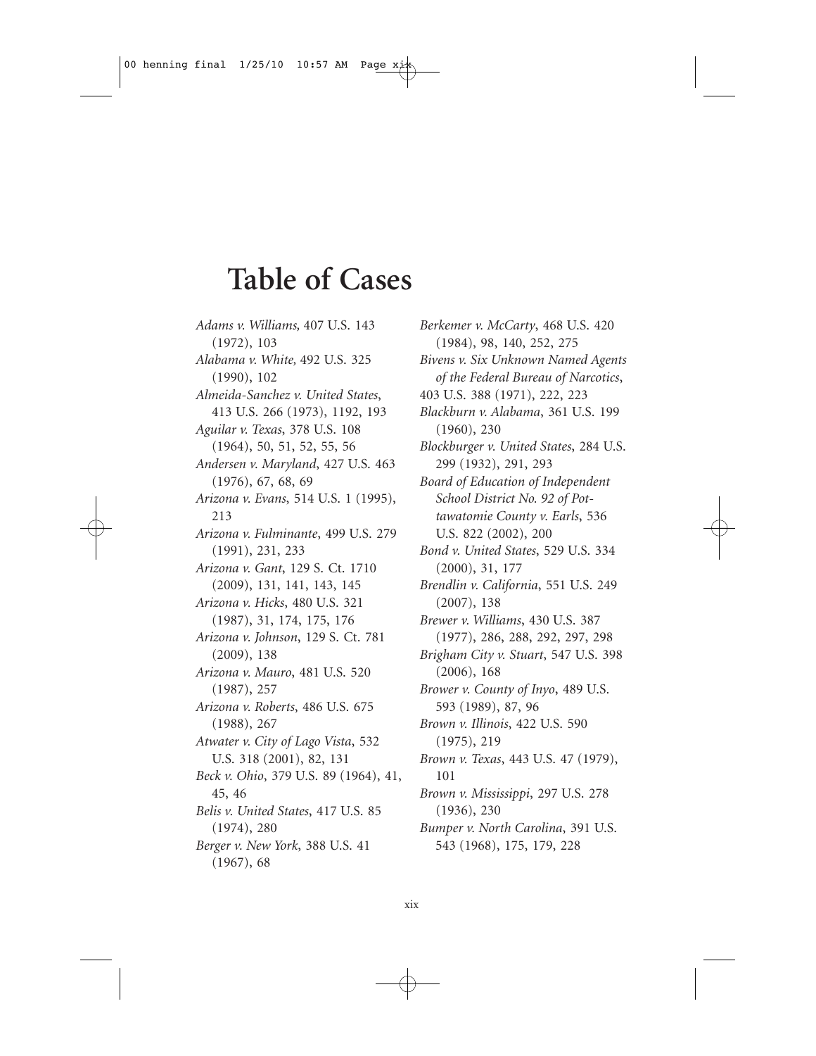# Table of Cases

*Adams v. Williams,* 407 U.S. 143 (1972), 103

*Alabama v. White,* 492 U.S. 325 (1990), 102

*Almeida-Sanchez v. United States*, 413 U.S. 266 (1973), 1192, 193

*Aguilar v. Texas*, 378 U.S. 108 (1964), 50, 51, 52, 55, 56

*Andersen v. Maryland*, 427 U.S. 463 (1976), 67, 68, 69

*Arizona v. Evans*, 514 U.S. 1 (1995), 213

*Arizona v. Fulminante*, 499 U.S. 279 (1991), 231, 233

*Arizona v. Gant*, 129 S. Ct. 1710 (2009), 131, 141, 143, 145

*Arizona v. Hicks*, 480 U.S. 321 (1987), 31, 174, 175, 176

*Arizona v. Johnson*, 129 S. Ct. 781 (2009), 138

*Arizona v. Mauro*, 481 U.S. 520 (1987), 257

*Arizona v. Roberts*, 486 U.S. 675 (1988), 267

*Atwater v. City of Lago Vista*, 532 U.S. 318 (2001), 82, 131

*Beck v. Ohio*, 379 U.S. 89 (1964), 41, 45, 46

*Belis v. United States*, 417 U.S. 85 (1974), 280

*Berger v. New York*, 388 U.S. 41 (1967), 68

*Berkemer v. McCarty*, 468 U.S. 420 (1984), 98, 140, 252, 275

*Bivens v. Six Unknown Named Agents of the Federal Bureau of Narcotics*, 403 U.S. 388 (1971), 222, 223

*Blackburn v. Alabama*, 361 U.S. 199 (1960), 230

*Blockburger v. United States*, 284 U.S. 299 (1932), 291, 293

*Board of Education of Independent School District No. 92 of Pottawatomie County v. Earls*, 536 U.S. 822 (2002), 200

*Bond v. United States*, 529 U.S. 334 (2000), 31, 177

*Brendlin v. California*, 551 U.S. 249 (2007), 138

*Brewer v. Williams*, 430 U.S. 387 (1977), 286, 288, 292, 297, 298

*Brigham City v. Stuart*, 547 U.S. 398 (2006), 168

*Brower v. County of Inyo*, 489 U.S. 593 (1989), 87, 96

*Brown v. Illinois*, 422 U.S. 590 (1975), 219

*Brown v. Texas*, 443 U.S. 47 (1979), 101

*Brown v. Mississippi*, 297 U.S. 278 (1936), 230

*Bumper v. North Carolina*, 391 U.S. 543 (1968), 175, 179, 228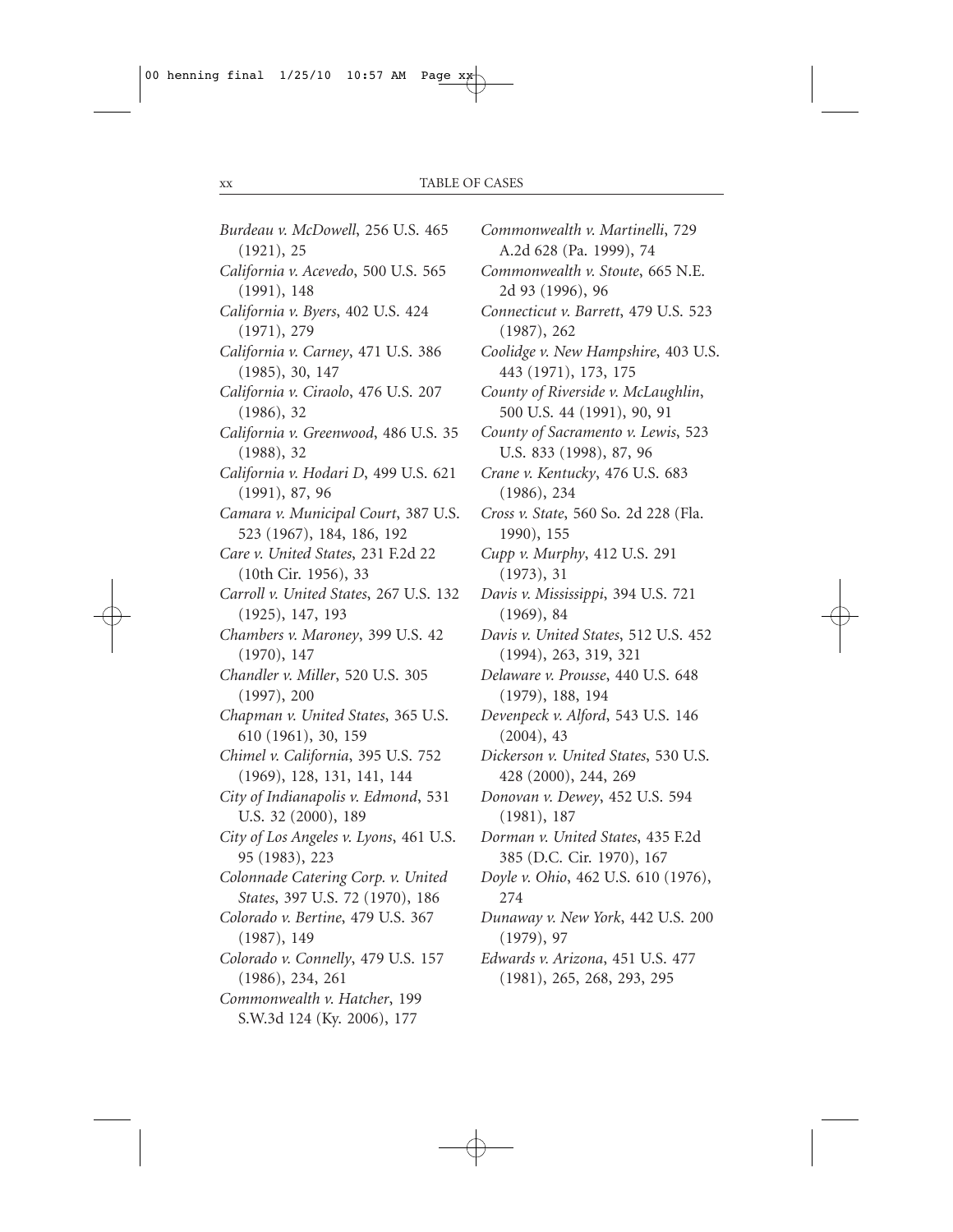*Burdeau v. McDowell*, 256 U.S. 465 (1921), 25

*California v. Acevedo*, 500 U.S. 565 (1991), 148

*California v. Byers*, 402 U.S. 424 (1971), 279

*California v. Carney*, 471 U.S. 386 (1985), 30, 147

*California v. Ciraolo*, 476 U.S. 207 (1986), 32

*California v. Greenwood*, 486 U.S. 35 (1988), 32

*California v. Hodari D*, 499 U.S. 621 (1991), 87, 96

*Camara v. Municipal Court*, 387 U.S. 523 (1967), 184, 186, 192

*Care v. United States*, 231 F.2d 22 (10th Cir. 1956), 33

*Carroll v. United States*, 267 U.S. 132 (1925), 147, 193

*Chambers v. Maroney*, 399 U.S. 42 (1970), 147

*Chandler v. Miller*, 520 U.S. 305 (1997), 200

*Chapman v. United States*, 365 U.S. 610 (1961), 30, 159

*Chimel v. California*, 395 U.S. 752 (1969), 128, 131, 141, 144

*City of Indianapolis v. Edmond*, 531 U.S. 32 (2000), 189

*City of Los Angeles v. Lyons*, 461 U.S. 95 (1983), 223

*Colonnade Catering Corp. v. United States*, 397 U.S. 72 (1970), 186

*Colorado v. Bertine*, 479 U.S. 367 (1987), 149

*Colorado v. Connelly*, 479 U.S. 157 (1986), 234, 261

*Commonwealth v. Hatcher*, 199 S.W.3d 124 (Ky. 2006), 177

*Commonwealth v. Martinelli*, 729 A.2d 628 (Pa. 1999), 74

*Commonwealth v. Stoute*, 665 N.E. 2d 93 (1996), 96

*Connecticut v. Barrett*, 479 U.S. 523 (1987), 262

*Coolidge v. New Hampshire*, 403 U.S. 443 (1971), 173, 175

*County of Riverside v. McLaughlin*, 500 U.S. 44 (1991), 90, 91

*County of Sacramento v. Lewis*, 523 U.S. 833 (1998), 87, 96

*Crane v. Kentucky*, 476 U.S. 683 (1986), 234

*Cross v. State*, 560 So. 2d 228 (Fla. 1990), 155

*Cupp v. Murphy*, 412 U.S. 291 (1973), 31

*Davis v. Mississippi*, 394 U.S. 721 (1969), 84

*Davis v. United States*, 512 U.S. 452 (1994), 263, 319, 321

*Delaware v. Prousse*, 440 U.S. 648 (1979), 188, 194

*Devenpeck v. Alford*, 543 U.S. 146 (2004), 43

*Dickerson v. United States*, 530 U.S. 428 (2000), 244, 269

*Donovan v. Dewey*, 452 U.S. 594 (1981), 187

*Dorman v. United States*, 435 F.2d 385 (D.C. Cir. 1970), 167

*Doyle v. Ohio*, 462 U.S. 610 (1976), 274

*Dunaway v. New York*, 442 U.S. 200 (1979), 97

*Edwards v. Arizona*, 451 U.S. 477 (1981), 265, 268, 293, 295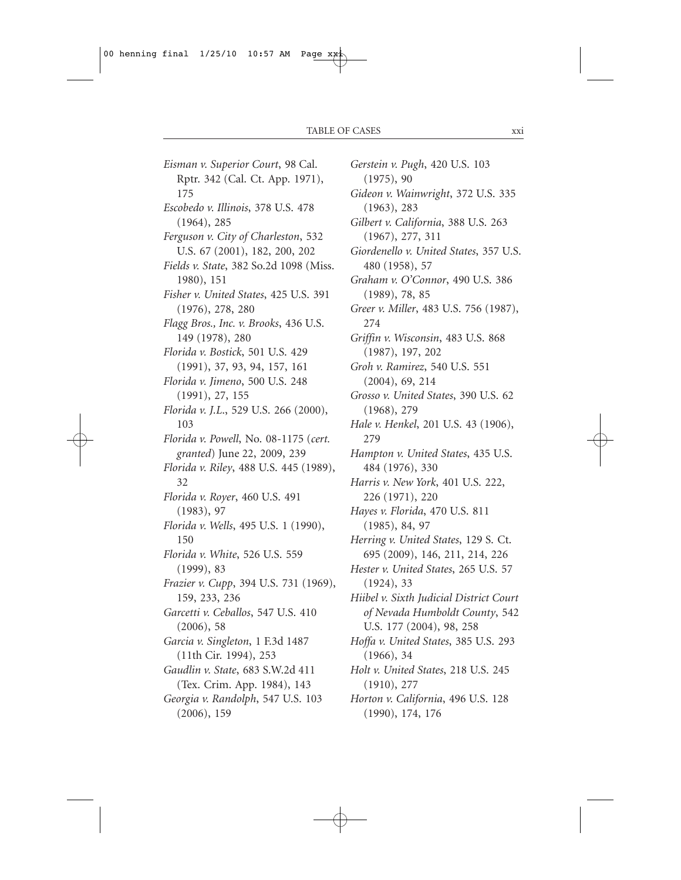*Eisman v. Superior Court*, 98 Cal. Rptr. 342 (Cal. Ct. App. 1971), 175

*Escobedo v. Illinois*, 378 U.S. 478 (1964), 285

*Ferguson v. City of Charleston*, 532 U.S. 67 (2001), 182, 200, 202

*Fields v. State*, 382 So.2d 1098 (Miss. 1980), 151

*Fisher v. United States*, 425 U.S. 391 (1976), 278, 280

*Flagg Bros., Inc. v. Brooks*, 436 U.S. 149 (1978), 280

*Florida v. Bostick*, 501 U.S. 429 (1991), 37, 93, 94, 157, 161

*Florida v. Jimeno*, 500 U.S. 248 (1991), 27, 155

*Florida v. J.L.*, 529 U.S. 266 (2000), 103

*Florida v. Powell*, No. 08-1175 (*cert. granted*) June 22, 2009, 239

*Florida v. Riley*, 488 U.S. 445 (1989), 32

*Florida v. Royer*, 460 U.S. 491 (1983), 97

*Florida v. Wells*, 495 U.S. 1 (1990), 150

*Florida v. White*, 526 U.S. 559 (1999), 83

*Frazier v. Cupp*, 394 U.S. 731 (1969), 159, 233, 236

*Garcetti v. Ceballos*, 547 U.S. 410 (2006), 58

*Garcia v. Singleton*, 1 F.3d 1487 (11th Cir. 1994), 253

*Gaudlin v. State*, 683 S.W.2d 411 (Tex. Crim. App. 1984), 143

*Georgia v. Randolph*, 547 U.S. 103 (2006), 159

*Gerstein v. Pugh*, 420 U.S. 103 (1975), 90

*Gideon v. Wainwright*, 372 U.S. 335 (1963), 283

*Gilbert v. California*, 388 U.S. 263 (1967), 277, 311

*Giordenello v. United States*, 357 U.S. 480 (1958), 57

*Graham v. O'Connor*, 490 U.S. 386 (1989), 78, 85

*Greer v. Miller*, 483 U.S. 756 (1987), 274

*Griffin v. Wisconsin*, 483 U.S. 868 (1987), 197, 202

*Groh v. Ramirez*, 540 U.S. 551 (2004), 69, 214

*Grosso v. United States*, 390 U.S. 62 (1968), 279

*Hale v. Henkel*, 201 U.S. 43 (1906), 279

*Hampton v. United States*, 435 U.S. 484 (1976), 330

*Harris v. New York*, 401 U.S. 222, 226 (1971), 220

*Hayes v. Florida*, 470 U.S. 811 (1985), 84, 97

*Herring v. United States*, 129 S. Ct. 695 (2009), 146, 211, 214, 226

*Hester v. United States*, 265 U.S. 57 (1924), 33

*Hiibel v. Sixth Judicial District Court of Nevada Humboldt County*, 542 U.S. 177 (2004), 98, 258

*Hoffa v. United States*, 385 U.S. 293 (1966), 34

*Holt v. United States*, 218 U.S. 245 (1910), 277

*Horton v. California*, 496 U.S. 128 (1990), 174, 176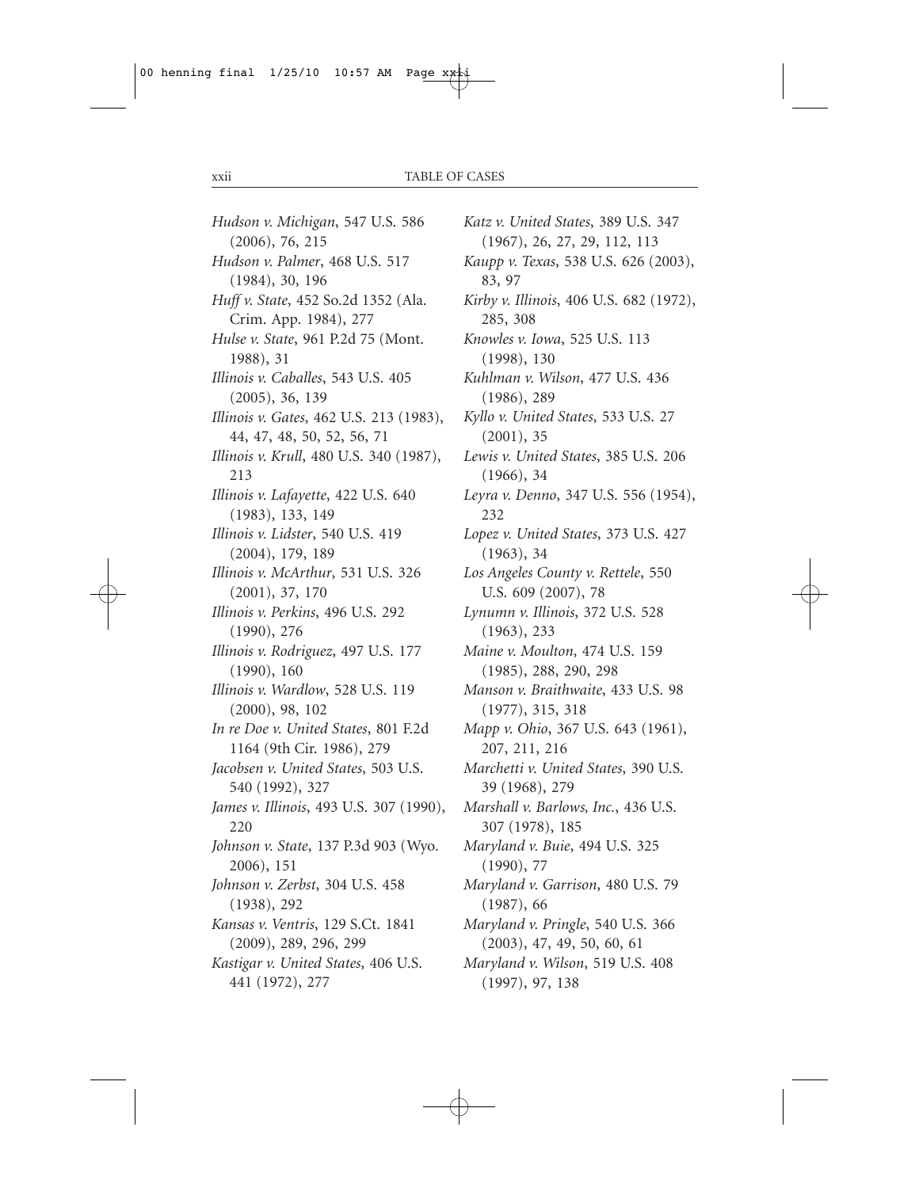*Hudson v. Michigan*, 547 U.S. 586 (2006), 76, 215

*Hudson v. Palmer*, 468 U.S. 517 (1984), 30, 196

*Huff v. State*, 452 So.2d 1352 (Ala. Crim. App. 1984), 277

*Hulse v. State*, 961 P.2d 75 (Mont. 1988), 31

*Illinois v. Caballes*, 543 U.S. 405 (2005), 36, 139

*Illinois v. Gates*, 462 U.S. 213 (1983), 44, 47, 48, 50, 52, 56, 71

*Illinois v. Krull*, 480 U.S. 340 (1987), 213

*Illinois v. Lafayette*, 422 U.S. 640 (1983), 133, 149

*Illinois v. Lidster*, 540 U.S. 419 (2004), 179, 189

*Illinois v. McArthur*, 531 U.S. 326 (2001), 37, 170

*Illinois v. Perkins*, 496 U.S. 292 (1990), 276

*Illinois v. Rodriguez*, 497 U.S. 177 (1990), 160

*Illinois v. Wardlow*, 528 U.S. 119 (2000), 98, 102

*In re Doe v. United States*, 801 F.2d 1164 (9th Cir. 1986), 279

*Jacobsen v. United States*, 503 U.S. 540 (1992), 327

*James v. Illinois*, 493 U.S. 307 (1990), 220

*Johnson v. State*, 137 P.3d 903 (Wyo. 2006), 151

*Johnson v. Zerbst*, 304 U.S. 458 (1938), 292

*Kansas v. Ventris*, 129 S.Ct. 1841 (2009), 289, 296, 299

*Kastigar v. United States*, 406 U.S. 441 (1972), 277

*Katz v. United States*, 389 U.S. 347 (1967), 26, 27, 29, 112, 113

*Kaupp v. Texas*, 538 U.S. 626 (2003), 83, 97

*Kirby v. Illinois*, 406 U.S. 682 (1972), 285, 308

*Knowles v. Iowa*, 525 U.S. 113 (1998), 130

*Kuhlman v. Wilson*, 477 U.S. 436 (1986), 289

*Kyllo v. United States*, 533 U.S. 27 (2001), 35

*Lewis v. United States*, 385 U.S. 206 (1966), 34

*Leyra v. Denno*, 347 U.S. 556 (1954), 232

*Lopez v. United States*, 373 U.S. 427 (1963), 34

*Los Angeles County v. Rettele*, 550 U.S. 609 (2007), 78

*Lynumn v. Illinois*, 372 U.S. 528 (1963), 233

*Maine v. Moulton*, 474 U.S. 159 (1985), 288, 290, 298

*Manson v. Braithwaite*, 433 U.S. 98 (1977), 315, 318

*Mapp v. Ohio*, 367 U.S. 643 (1961), 207, 211, 216

*Marchetti v. United States*, 390 U.S. 39 (1968), 279

*Marshall v. Barlows, Inc.*, 436 U.S. 307 (1978), 185

*Maryland v. Buie*, 494 U.S. 325 (1990), 77

*Maryland v. Garrison*, 480 U.S. 79 (1987), 66

*Maryland v. Pringle*, 540 U.S. 366 (2003), 47, 49, 50, 60, 61

*Maryland v. Wilson*, 519 U.S. 408 (1997), 97, 138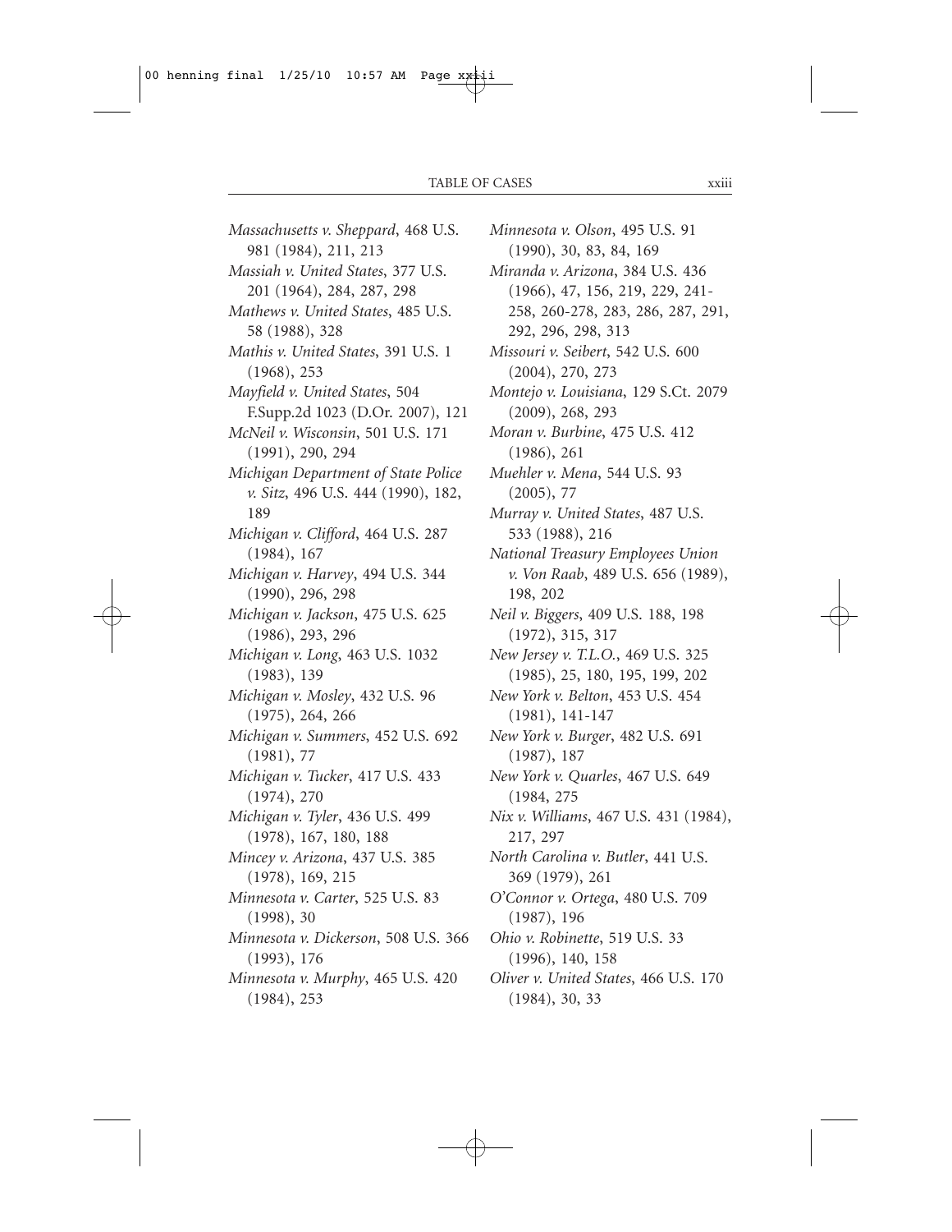*Massachusetts v. Sheppard*, 468 U.S. 981 (1984), 211, 213

*Massiah v. United States*, 377 U.S. 201 (1964), 284, 287, 298

*Mathews v. United States*, 485 U.S. 58 (1988), 328

*Mathis v. United States*, 391 U.S. 1 (1968), 253

*Mayfield v. United States*, 504 F.Supp.2d 1023 (D.Or. 2007), 121

*McNeil v. Wisconsin*, 501 U.S. 171 (1991), 290, 294

*Michigan Department of State Police v. Sitz*, 496 U.S. 444 (1990), 182, 189

*Michigan v. Clifford*, 464 U.S. 287 (1984), 167

*Michigan v. Harvey*, 494 U.S. 344 (1990), 296, 298

*Michigan v. Jackson*, 475 U.S. 625 (1986), 293, 296

*Michigan v. Long*, 463 U.S. 1032 (1983), 139

*Michigan v. Mosley*, 432 U.S. 96 (1975), 264, 266

*Michigan v. Summers*, 452 U.S. 692 (1981), 77

*Michigan v. Tucker*, 417 U.S. 433 (1974), 270

*Michigan v. Tyler*, 436 U.S. 499 (1978), 167, 180, 188

*Mincey v. Arizona*, 437 U.S. 385 (1978), 169, 215

*Minnesota v. Carter*, 525 U.S. 83 (1998), 30

*Minnesota v. Dickerson*, 508 U.S. 366 (1993), 176

*Minnesota v. Murphy*, 465 U.S. 420 (1984), 253

*Minnesota v. Olson*, 495 U.S. 91 (1990), 30, 83, 84, 169

*Miranda v. Arizona*, 384 U.S. 436 (1966), 47, 156, 219, 229, 241-258, 260-278, 283, 286, 287, 291, 292, 296, 298, 313

*Missouri v. Seibert*, 542 U.S. 600 (2004), 270, 273

*Montejo v. Louisiana*, 129 S.Ct. 2079 (2009), 268, 293

*Moran v. Burbine*, 475 U.S. 412 (1986), 261

*Muehler v. Mena*, 544 U.S. 93 (2005), 77

*Murray v. United States*, 487 U.S. 533 (1988), 216

*National Treasury Employees Union v. Von Raab*, 489 U.S. 656 (1989), 198, 202

*Neil v. Biggers*, 409 U.S. 188, 198 (1972), 315, 317

*New Jersey v. T.L.O.*, 469 U.S. 325 (1985), 25, 180, 195, 199, 202

*New York v. Belton*, 453 U.S. 454 (1981), 141-147

*New York v. Burger*, 482 U.S. 691 (1987), 187

*New York v. Quarles*, 467 U.S. 649 (1984, 275

*Nix v. Williams*, 467 U.S. 431 (1984), 217, 297

*North Carolina v. Butler*, 441 U.S. 369 (1979), 261

*O'Connor v. Ortega*, 480 U.S. 709 (1987), 196

*Ohio v. Robinette*, 519 U.S. 33 (1996), 140, 158

*Oliver v. United States*, 466 U.S. 170 (1984), 30, 33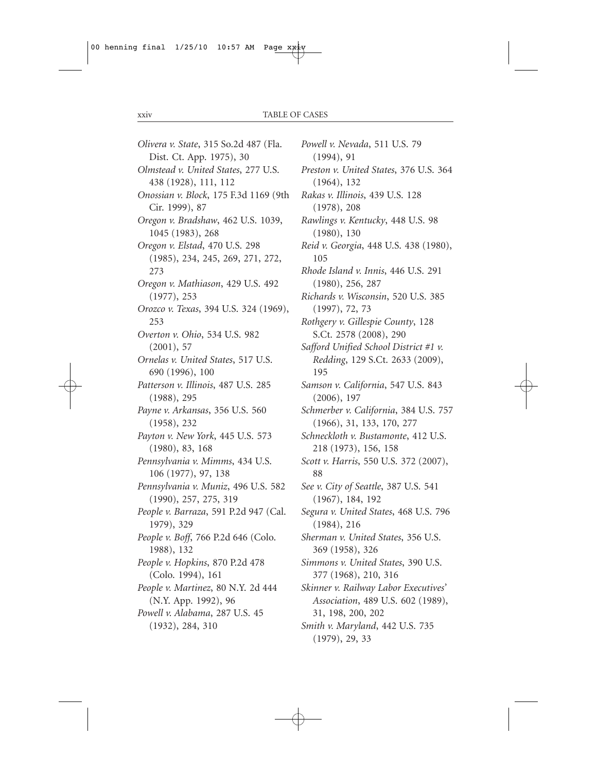*Olivera v. State*, 315 So.2d 487 (Fla. Dist. Ct. App. 1975), 30

*Olmstead v. United States*, 277 U.S. 438 (1928), 111, 112

*Onossian v. Block*, 175 F.3d 1169 (9th Cir. 1999), 87

*Oregon v. Bradshaw*, 462 U.S. 1039, 1045 (1983), 268

*Oregon v. Elstad*, 470 U.S. 298 (1985), 234, 245, 269, 271, 272, 273

*Oregon v. Mathiason*, 429 U.S. 492 (1977), 253

*Orozco v. Texas*, 394 U.S. 324 (1969), 253

*Overton v. Ohio*, 534 U.S. 982 (2001), 57

*Ornelas v. United States*, 517 U.S. 690 (1996), 100

*Patterson v. Illinois*, 487 U.S. 285 (1988), 295

*Payne v. Arkansas*, 356 U.S. 560 (1958), 232

*Payton v. New York*, 445 U.S. 573 (1980), 83, 168

*Pennsylvania v. Mimms*, 434 U.S. 106 (1977), 97, 138

*Pennsylvania v. Muniz*, 496 U.S. 582 (1990), 257, 275, 319

*People v. Barraza*, 591 P.2d 947 (Cal. 1979), 329

*People v. Boff*, 766 P.2d 646 (Colo. 1988), 132

*People v. Hopkins*, 870 P.2d 478 (Colo. 1994), 161

*People v. Martinez*, 80 N.Y. 2d 444 (N.Y. App. 1992), 96

*Powell v. Alabama*, 287 U.S. 45 (1932), 284, 310

*Powell v. Nevada*, 511 U.S. 79 (1994), 91

*Preston v. United States*, 376 U.S. 364 (1964), 132

*Rakas v. Illinois*, 439 U.S. 128 (1978), 208

*Rawlings v. Kentucky*, 448 U.S. 98 (1980), 130

*Reid v. Georgia*, 448 U.S. 438 (1980), 105

*Rhode Island v. Innis*, 446 U.S. 291 (1980), 256, 287

*Richards v. Wisconsin*, 520 U.S. 385 (1997), 72, 73

*Rothgery v. Gillespie County*, 128 S.Ct. 2578 (2008), 290

*Safford Unified School District #1 v. Redding*, 129 S.Ct. 2633 (2009), 195

*Samson v. California*, 547 U.S. 843 (2006), 197

*Schmerber v. California*, 384 U.S. 757 (1966), 31, 133, 170, 277

*Schneckloth v. Bustamonte*, 412 U.S. 218 (1973), 156, 158

*Scott v. Harris*, 550 U.S. 372 (2007), 88

*See v. City of Seattle*, 387 U.S. 541 (1967), 184, 192

*Segura v. United States*, 468 U.S. 796 (1984), 216

*Sherman v. United States*, 356 U.S. 369 (1958), 326

*Simmons v. United States*, 390 U.S. 377 (1968), 210, 316

*Skinner v. Railway Labor Executives' Association*, 489 U.S. 602 (1989), 31, 198, 200, 202

*Smith v. Maryland*, 442 U.S. 735 (1979), 29, 33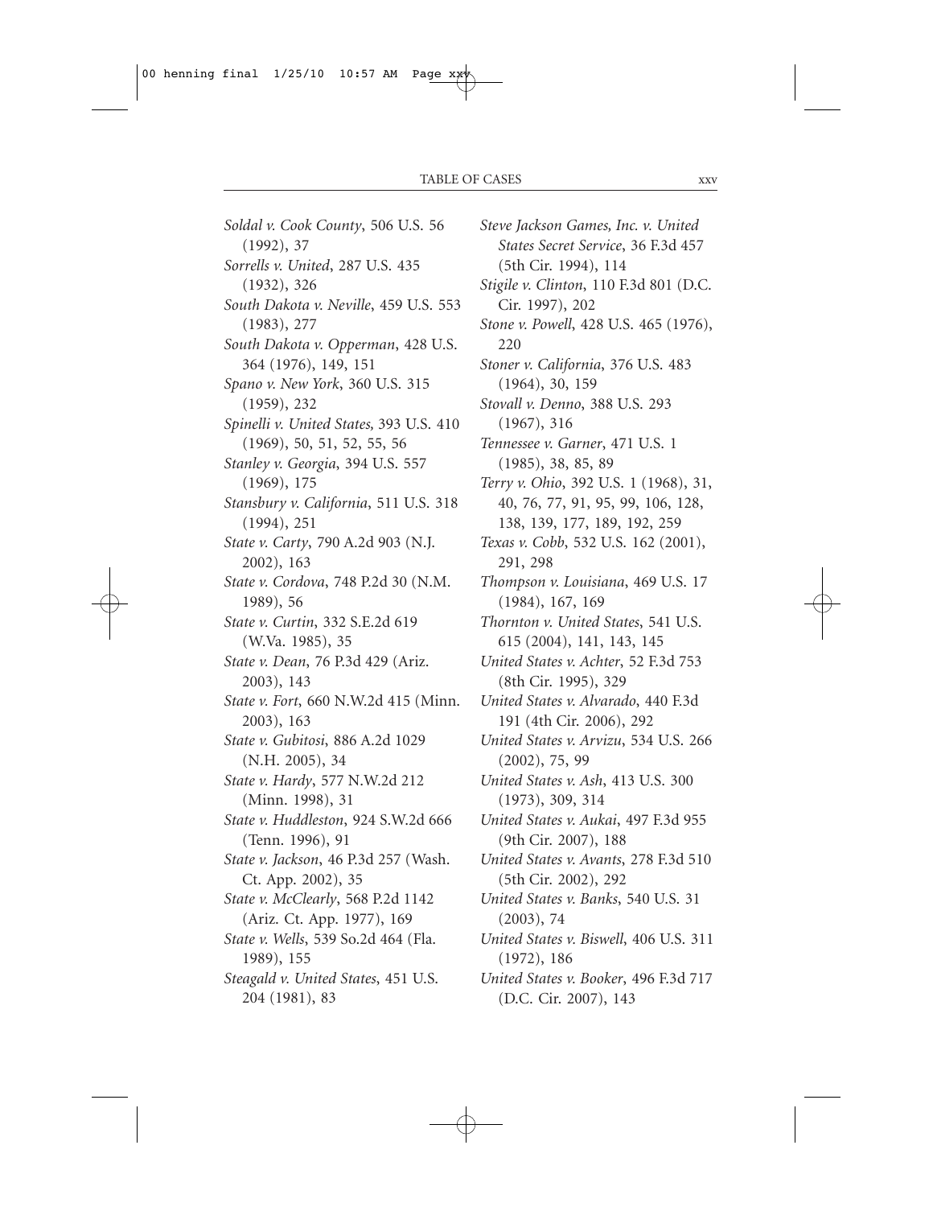*Soldal v. Cook County*, 506 U.S. 56 (1992), 37

*Sorrells v. United*, 287 U.S. 435 (1932), 326

*South Dakota v. Neville*, 459 U.S. 553 (1983), 277

*South Dakota v. Opperman*, 428 U.S. 364 (1976), 149, 151

*Spano v. New York*, 360 U.S. 315 (1959), 232

*Spinelli v. United States,* 393 U.S. 410 (1969), 50, 51, 52, 55, 56

*Stanley v. Georgia*, 394 U.S. 557 (1969), 175

*Stansbury v. California*, 511 U.S. 318 (1994), 251

*State v. Carty*, 790 A.2d 903 (N.J. 2002), 163

*State v. Cordova*, 748 P.2d 30 (N.M. 1989), 56

*State v. Curtin*, 332 S.E.2d 619 (W.Va. 1985), 35

*State v. Dean*, 76 P.3d 429 (Ariz. 2003), 143

*State v. Fort*, 660 N.W.2d 415 (Minn. 2003), 163

*State v. Gubitosi*, 886 A.2d 1029 (N.H. 2005), 34

*State v. Hardy*, 577 N.W.2d 212 (Minn. 1998), 31

*State v. Huddleston*, 924 S.W.2d 666 (Tenn. 1996), 91

*State v. Jackson*, 46 P.3d 257 (Wash. Ct. App. 2002), 35

*State v. McClearly*, 568 P.2d 1142 (Ariz. Ct. App. 1977), 169

*State v. Wells*, 539 So.2d 464 (Fla. 1989), 155

*Steagald v. United States*, 451 U.S. 204 (1981), 83

*Steve Jackson Games, Inc. v. United States Secret Service*, 36 F.3d 457 (5th Cir. 1994), 114

*Stigile v. Clinton*, 110 F.3d 801 (D.C. Cir. 1997), 202

*Stone v. Powell*, 428 U.S. 465 (1976), 220

*Stoner v. California*, 376 U.S. 483 (1964), 30, 159

*Stovall v. Denno*, 388 U.S. 293 (1967), 316

*Tennessee v. Garner*, 471 U.S. 1 (1985), 38, 85, 89

*Terry v. Ohio*, 392 U.S. 1 (1968), 31, 40, 76, 77, 91, 95, 99, 106, 128, 138, 139, 177, 189, 192, 259

*Texas v. Cobb*, 532 U.S. 162 (2001), 291, 298

*Thompson v. Louisiana*, 469 U.S. 17 (1984), 167, 169

*Thornton v. United States*, 541 U.S. 615 (2004), 141, 143, 145

*United States v. Achter*, 52 F.3d 753 (8th Cir. 1995), 329

*United States v. Alvarado*, 440 F.3d 191 (4th Cir. 2006), 292

*United States v. Arvizu*, 534 U.S. 266 (2002), 75, 99

*United States v. Ash*, 413 U.S. 300 (1973), 309, 314

*United States v. Aukai*, 497 F.3d 955 (9th Cir. 2007), 188

*United States v. Avants*, 278 F.3d 510 (5th Cir. 2002), 292

*United States v. Banks*, 540 U.S. 31 (2003), 74

*United States v. Biswell*, 406 U.S. 311 (1972), 186

*United States v. Booker*, 496 F.3d 717 (D.C. Cir. 2007), 143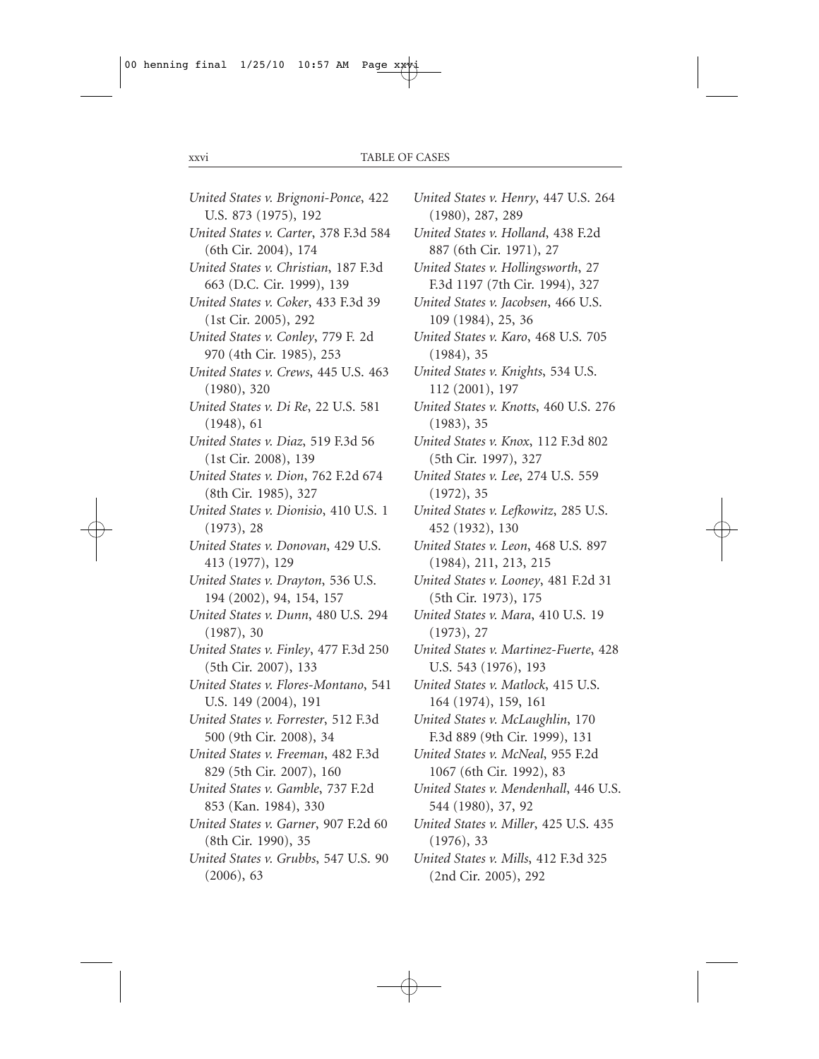*United States v. Brignoni-Ponce*, 422 U.S. 873 (1975), 192

*United States v. Carter*, 378 F.3d 584 (6th Cir. 2004), 174

*United States v. Christian*, 187 F.3d 663 (D.C. Cir. 1999), 139

*United States v. Coker*, 433 F.3d 39 (1st Cir. 2005), 292

*United States v. Conley*, 779 F. 2d 970 (4th Cir. 1985), 253

*United States v. Crews*, 445 U.S. 463 (1980), 320

*United States v. Di Re*, 22 U.S. 581 (1948), 61

*United States v. Diaz*, 519 F.3d 56 (1st Cir. 2008), 139

*United States v. Dion*, 762 F.2d 674 (8th Cir. 1985), 327

*United States v. Dionisio*, 410 U.S. 1 (1973), 28

*United States v. Donovan*, 429 U.S. 413 (1977), 129

*United States v. Drayton*, 536 U.S. 194 (2002), 94, 154, 157

*United States v. Dunn*, 480 U.S. 294 (1987), 30

*United States v. Finley*, 477 F.3d 250 (5th Cir. 2007), 133

*United States v. Flores-Montano*, 541 U.S. 149 (2004), 191

*United States v. Forrester*, 512 F.3d 500 (9th Cir. 2008), 34

*United States v. Freeman*, 482 F.3d 829 (5th Cir. 2007), 160

*United States v. Gamble*, 737 F.2d 853 (Kan. 1984), 330

*United States v. Garner*, 907 F.2d 60 (8th Cir. 1990), 35

*United States v. Grubbs*, 547 U.S. 90 (2006), 63

*United States v. Henry*, 447 U.S. 264 (1980), 287, 289

*United States v. Holland*, 438 F.2d 887 (6th Cir. 1971), 27

*United States v. Hollingsworth*, 27 F.3d 1197 (7th Cir. 1994), 327

*United States v. Jacobsen*, 466 U.S. 109 (1984), 25, 36

*United States v. Karo*, 468 U.S. 705 (1984), 35

*United States v. Knights*, 534 U.S. 112 (2001), 197

*United States v. Knotts*, 460 U.S. 276 (1983), 35

*United States v. Knox*, 112 F.3d 802 (5th Cir. 1997), 327

*United States v. Lee*, 274 U.S. 559 (1972), 35

*United States v. Lefkowitz*, 285 U.S. 452 (1932), 130

*United States v. Leon*, 468 U.S. 897 (1984), 211, 213, 215

*United States v. Looney*, 481 F.2d 31 (5th Cir. 1973), 175

*United States v. Mara*, 410 U.S. 19 (1973), 27

*United States v. Martinez-Fuerte*, 428 U.S. 543 (1976), 193

*United States v. Matlock*, 415 U.S. 164 (1974), 159, 161

*United States v. McLaughlin*, 170 F.3d 889 (9th Cir. 1999), 131

*United States v. McNeal*, 955 F.2d 1067 (6th Cir. 1992), 83

*United States v. Mendenhall*, 446 U.S. 544 (1980), 37, 92

*United States v. Miller*, 425 U.S. 435 (1976), 33

*United States v. Mills*, 412 F.3d 325 (2nd Cir. 2005), 292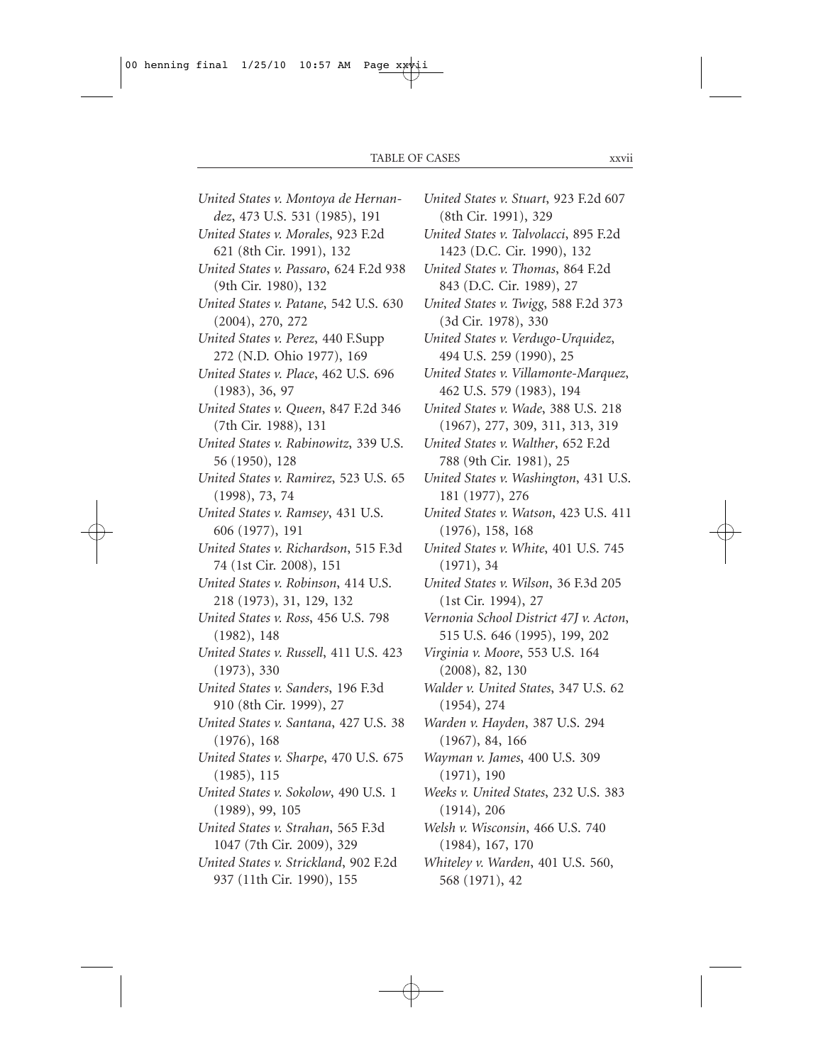*United States v. Montoya de Hernandez*, 473 U.S. 531 (1985), 191

*United States v. Morales*, 923 F.2d 621 (8th Cir. 1991), 132

*United States v. Passaro*, 624 F.2d 938 (9th Cir. 1980), 132

*United States v. Patane*, 542 U.S. 630 (2004), 270, 272

*United States v. Perez*, 440 F.Supp 272 (N.D. Ohio 1977), 169

*United States v. Place*, 462 U.S. 696 (1983), 36, 97

*United States v. Queen*, 847 F.2d 346 (7th Cir. 1988), 131

*United States v. Rabinowitz*, 339 U.S. 56 (1950), 128

*United States v. Ramirez*, 523 U.S. 65 (1998), 73, 74

*United States v. Ramsey*, 431 U.S. 606 (1977), 191

*United States v. Richardson*, 515 F.3d 74 (1st Cir. 2008), 151

*United States v. Robinson*, 414 U.S. 218 (1973), 31, 129, 132

*United States v. Ross*, 456 U.S. 798 (1982), 148

*United States v. Russell*, 411 U.S. 423 (1973), 330

*United States v. Sanders*, 196 F.3d 910 (8th Cir. 1999), 27

*United States v. Santana*, 427 U.S. 38 (1976), 168

*United States v. Sharpe*, 470 U.S. 675 (1985), 115

*United States v. Sokolow*, 490 U.S. 1 (1989), 99, 105

*United States v. Strahan*, 565 F.3d 1047 (7th Cir. 2009), 329

*United States v. Strickland*, 902 F.2d 937 (11th Cir. 1990), 155

*United States v. Stuart*, 923 F.2d 607 (8th Cir. 1991), 329

*United States v. Talvolacci*, 895 F.2d 1423 (D.C. Cir. 1990), 132

*United States v. Thomas*, 864 F.2d 843 (D.C. Cir. 1989), 27

*United States v. Twigg*, 588 F.2d 373 (3d Cir. 1978), 330

*United States v. Verdugo-Urquidez*, 494 U.S. 259 (1990), 25

*United States v. Villamonte-Marquez*, 462 U.S. 579 (1983), 194

*United States v. Wade*, 388 U.S. 218 (1967), 277, 309, 311, 313, 319

*United States v. Walther*, 652 F.2d 788 (9th Cir. 1981), 25

*United States v. Washington*, 431 U.S. 181 (1977), 276

*United States v. Watson*, 423 U.S. 411 (1976), 158, 168

*United States v. White*, 401 U.S. 745 (1971), 34

*United States v. Wilson*, 36 F.3d 205 (1st Cir. 1994), 27

*Vernonia School District 47J v. Acton*, 515 U.S. 646 (1995), 199, 202

*Virginia v. Moore*, 553 U.S. 164 (2008), 82, 130

*Walder v. United States*, 347 U.S. 62 (1954), 274

*Warden v. Hayden*, 387 U.S. 294 (1967), 84, 166

*Wayman v. James*, 400 U.S. 309 (1971), 190

*Weeks v. United States*, 232 U.S. 383 (1914), 206

*Welsh v. Wisconsin*, 466 U.S. 740 (1984), 167, 170

*Whiteley v. Warden*, 401 U.S. 560, 568 (1971), 42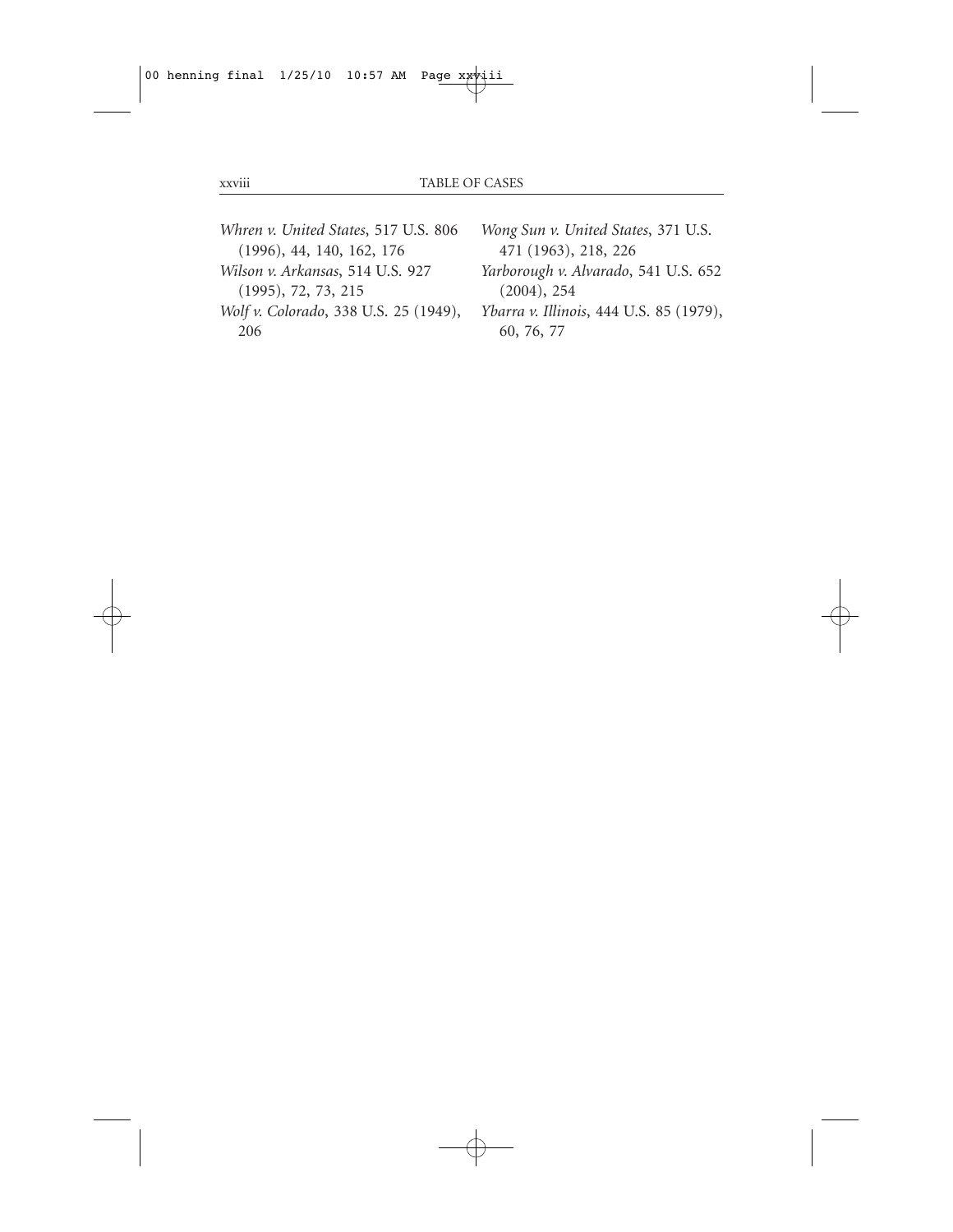*Whren v. United States*, 517 U.S. 806 (1996), 44, 140, 162, 176

*Wilson v. Arkansas*, 514 U.S. 927 (1995), 72, 73, 215

*Wolf v. Colorado*, 338 U.S. 25 (1949), 206

*Wong Sun v. United States*, 371 U.S. 471 (1963), 218, 226

*Yarborough v. Alvarado*, 541 U.S. 652 (2004), 254

*Ybarra v. Illinois*, 444 U.S. 85 (1979), 60, 76, 77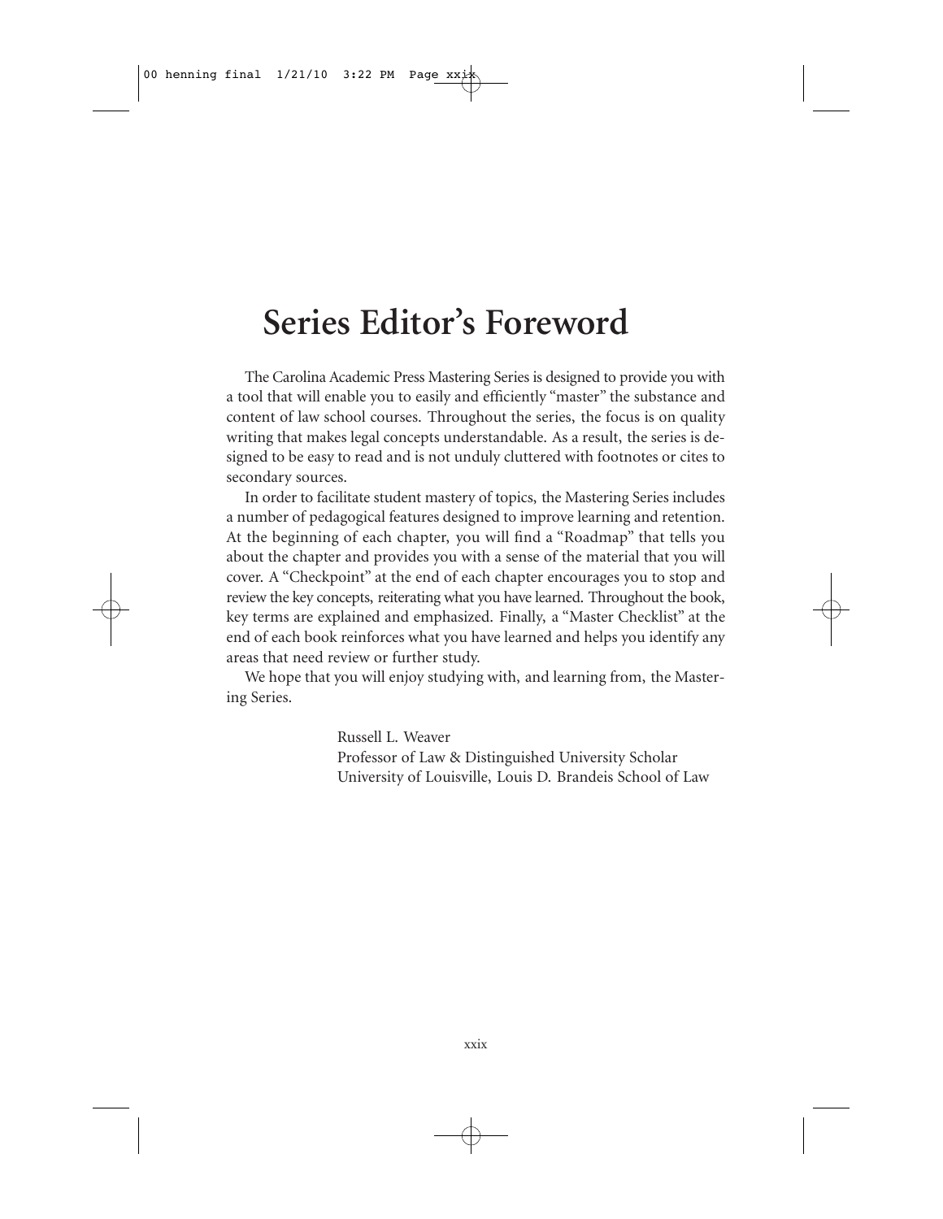# Series Editor's Foreword

The Carolina Academic Press Mastering Series is designed to provide you with a tool that will enable you to easily and efficiently "master" the substance and content of law school courses. Throughout the series, the focus is on quality writing that makes legal concepts understandable. As a result, the series is designed to be easy to read and is not unduly cluttered with footnotes or cites to secondary sources.

In order to facilitate student mastery of topics, the Mastering Series includes a number of pedagogical features designed to improve learning and retention. At the beginning of each chapter, you will find a "Roadmap" that tells you about the chapter and provides you with a sense of the material that you will cover. A "Checkpoint" at the end of each chapter encourages you to stop and review the key concepts, reiterating what you have learned. Throughout the book, key terms are explained and emphasized. Finally, a "Master Checklist" at the end of each book reinforces what you have learned and helps you identify any areas that need review or further study.

We hope that you will enjoy studying with, and learning from, the Mastering Series.

Russell L. Weaver
Professor of Law & Distinguished University Scholar
University of Louisville, Louis D. Brandeis School of Law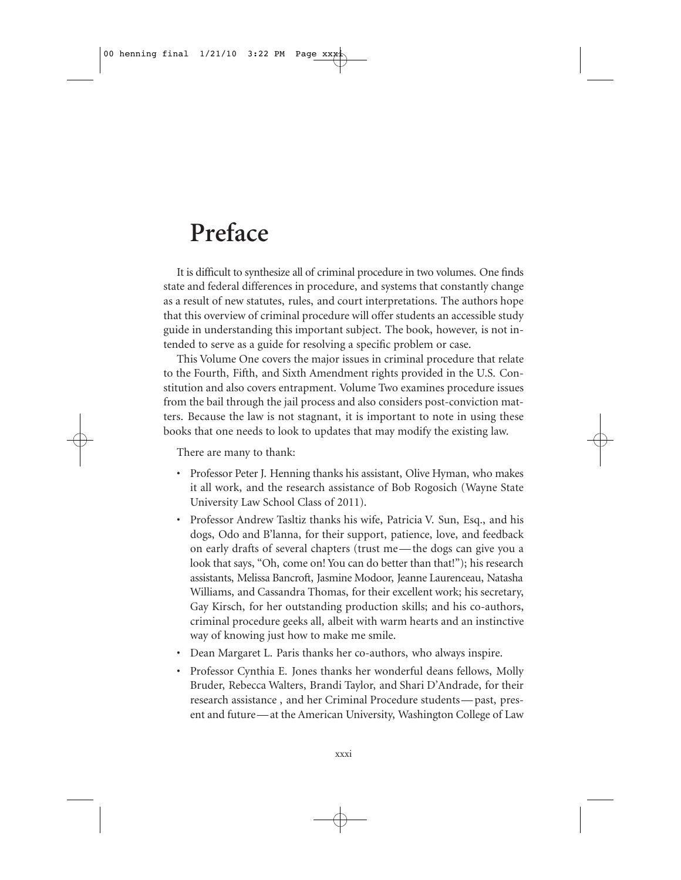# Preface

It is difficult to synthesize all of criminal procedure in two volumes. One finds state and federal differences in procedure, and systems that constantly change as a result of new statutes, rules, and court interpretations. The authors hope that this overview of criminal procedure will offer students an accessible study guide in understanding this important subject. The book, however, is not intended to serve as a guide for resolving a specific problem or case.

This Volume One covers the major issues in criminal procedure that relate to the Fourth, Fifth, and Sixth Amendment rights provided in the U.S. Constitution and also covers entrapment. Volume Two examines procedure issues from the bail through the jail process and also considers post-conviction matters. Because the law is not stagnant, it is important to note in using these books that one needs to look to updates that may modify the existing law.

There are many to thank:

- Professor Peter J. Henning thanks his assistant, Olive Hyman, who makes it all work, and the research assistance of Bob Rogosich (Wayne State University Law School Class of 2011).
- Professor Andrew Tasltiz thanks his wife, Patricia V. Sun, Esq., and his dogs, Odo and B'lanna, for their support, patience, love, and feedback on early drafts of several chapters (trust me—the dogs can give you a look that says, "Oh, come on! You can do better than that!"); his research assistants, Melissa Bancroft, Jasmine Modoor, Jeanne Laurenceau, Natasha Williams, and Cassandra Thomas, for their excellent work; his secretary, Gay Kirsch, for her outstanding production skills; and his co-authors, criminal procedure geeks all, albeit with warm hearts and an instinctive way of knowing just how to make me smile.
- Dean Margaret L. Paris thanks her co-authors, who always inspire.
- Professor Cynthia E. Jones thanks her wonderful deans fellows, Molly Bruder, Rebecca Walters, Brandi Taylor, and Shari D'Andrade, for their research assistance , and her Criminal Procedure students—past, present and future—at the American University, Washington College of Law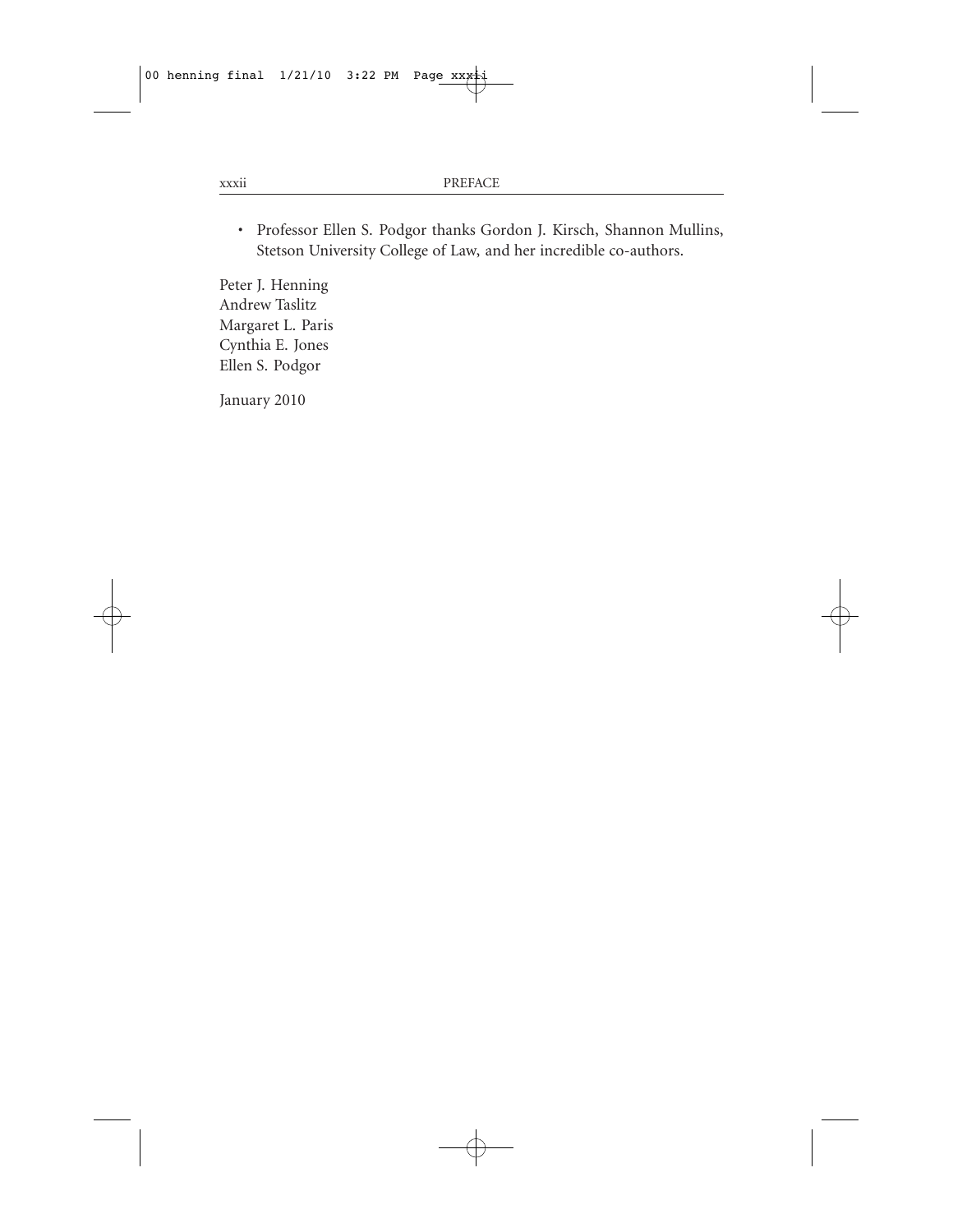- Professor Ellen S. Podgor thanks Gordon J. Kirsch, Shannon Mullins, Stetson University College of Law, and her incredible co-authors.

Peter J. Henning
Andrew Taslitz
Margaret L. Paris
Cynthia E. Jones
Ellen S. Podgor

January 2010